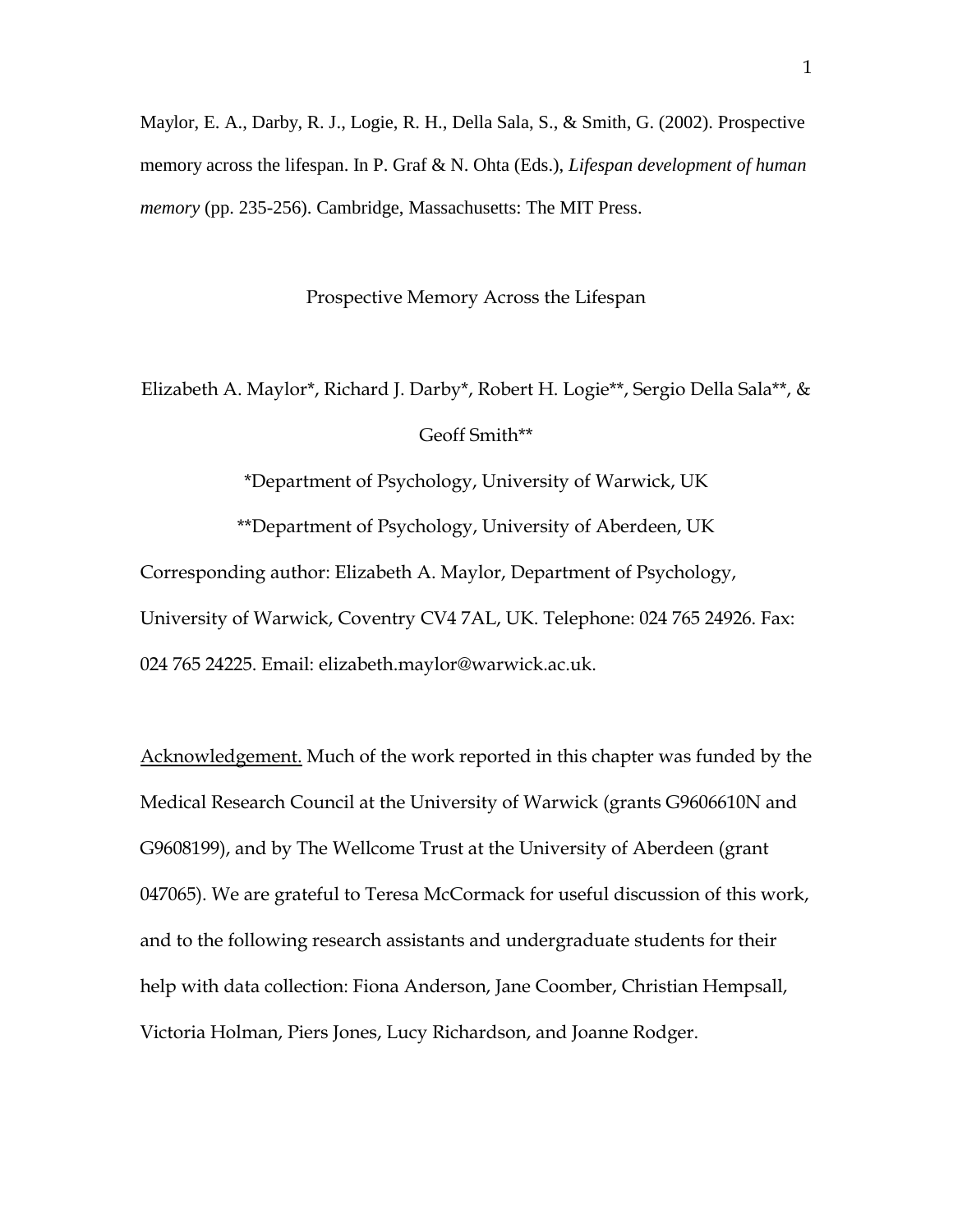Maylor, E. A., Darby, R. J., Logie, R. H., Della Sala, S., & Smith, G. (2002). Prospective memory across the lifespan. In P. Graf & N. Ohta (Eds.), *Lifespan development of human memory* (pp. 235-256). Cambridge, Massachusetts: The MIT Press.

# Prospective Memory Across the Lifespan

Elizabeth A. Maylor*, Richard J. Darby*, Robert H. Logie**, Sergio Della Sala**, & Geoff Smith**

*Department of Psychology, University of Warwick, UK

**Department of Psychology, University of Aberdeen, UK

Corresponding author: Elizabeth A. Maylor, Department of Psychology, University of Warwick, Coventry CV4 7AL, UK. Telephone: 024 765 24926. Fax: 024 765 24225. Email: elizabeth.maylor@warwick.ac.uk.

<u>Acknowledgement.</u> Much of the work reported in this chapter was funded by the Medical Research Council at the University of Warwick (grants G9606610N and G9608199), and by The Wellcome Trust at the University of Aberdeen (grant 047065). We are grateful to Teresa McCormack for useful discussion of this work, and to the following research assistants and undergraduate students for their help with data collection: Fiona Anderson, Jane Coomber, Christian Hempsall, Victoria Holman, Piers Jones, Lucy Richardson, and Joanne Rodger.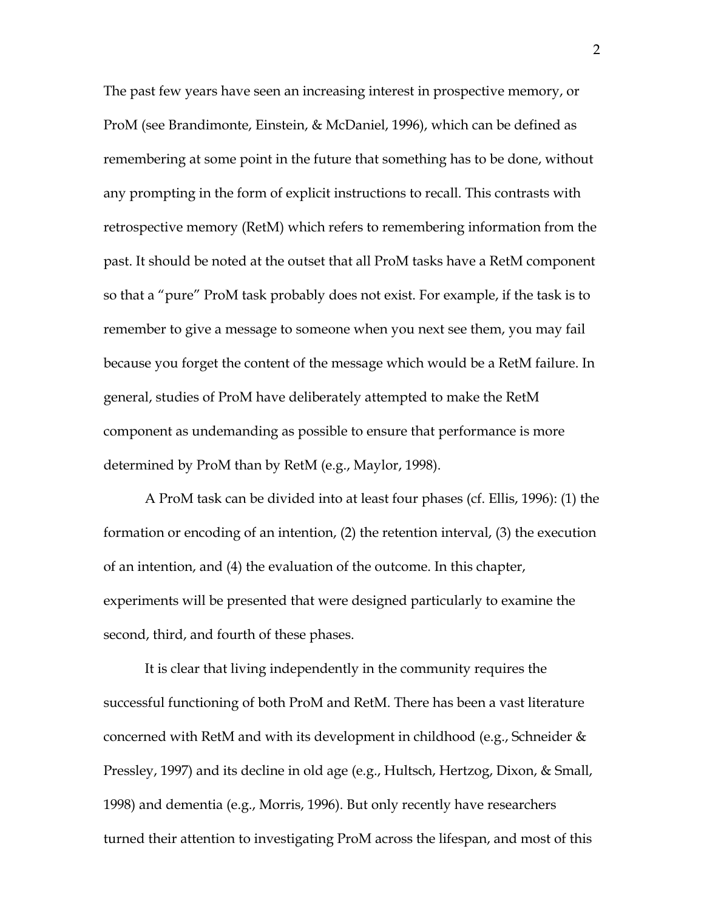The past few years have seen an increasing interest in prospective memory, or ProM (see Brandimonte, Einstein, & McDaniel, 1996), which can be defined as remembering at some point in the future that something has to be done, without any prompting in the form of explicit instructions to recall. This contrasts with retrospective memory (RetM) which refers to remembering information from the past. It should be noted at the outset that all ProM tasks have a RetM component so that a "pure" ProM task probably does not exist. For example, if the task is to remember to give a message to someone when you next see them, you may fail because you forget the content of the message which would be a RetM failure. In general, studies of ProM have deliberately attempted to make the RetM component as undemanding as possible to ensure that performance is more determined by ProM than by RetM (e.g., Maylor, 1998).

A ProM task can be divided into at least four phases (cf. Ellis, 1996): (1) the formation or encoding of an intention, (2) the retention interval, (3) the execution of an intention, and (4) the evaluation of the outcome. In this chapter, experiments will be presented that were designed particularly to examine the second, third, and fourth of these phases.

It is clear that living independently in the community requires the successful functioning of both ProM and RetM. There has been a vast literature concerned with RetM and with its development in childhood (e.g., Schneider & Pressley, 1997) and its decline in old age (e.g., Hultsch, Hertzog, Dixon, & Small, 1998) and dementia (e.g., Morris, 1996). But only recently have researchers turned their attention to investigating ProM across the lifespan, and most of this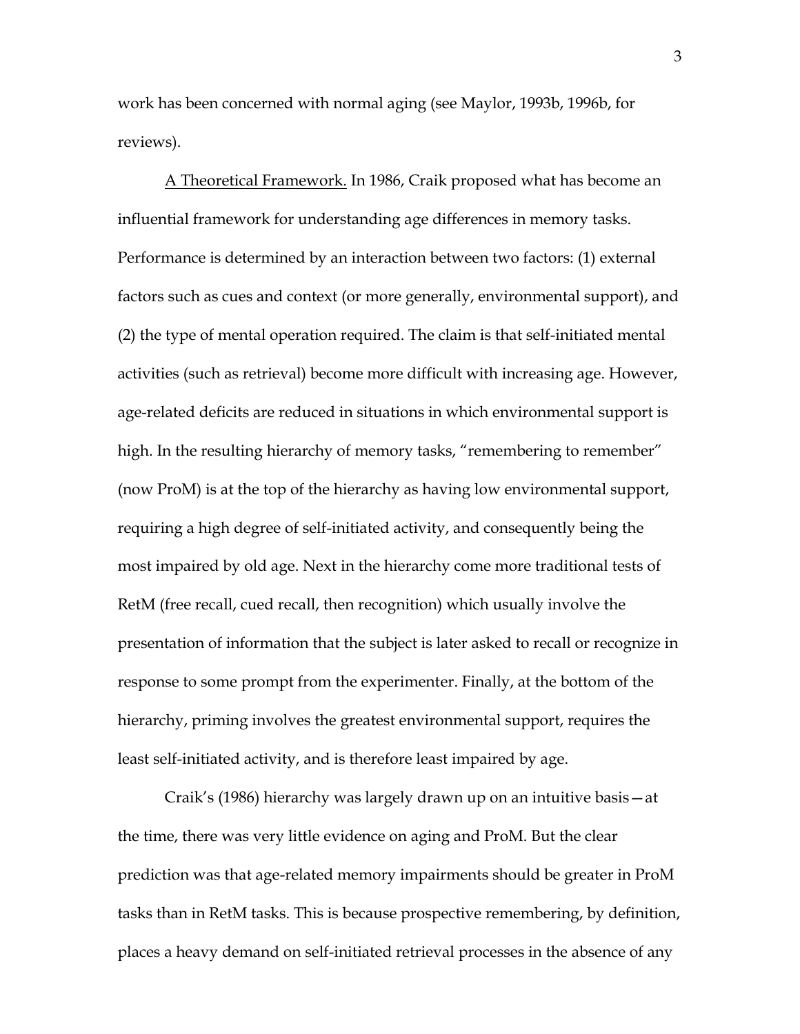work has been concerned with normal aging (see Maylor, 1993b, 1996b, for reviews).

A Theoretical Framework. In 1986, Craik proposed what has become an influential framework for understanding age differences in memory tasks. Performance is determined by an interaction between two factors: (1) external factors such as cues and context (or more generally, environmental support), and (2) the type of mental operation required. The claim is that self-initiated mental activities (such as retrieval) become more difficult with increasing age. However, age-related deficits are reduced in situations in which environmental support is high. In the resulting hierarchy of memory tasks, "remembering to remember" (now ProM) is at the top of the hierarchy as having low environmental support, requiring a high degree of self-initiated activity, and consequently being the most impaired by old age. Next in the hierarchy come more traditional tests of RetM (free recall, cued recall, then recognition) which usually involve the presentation of information that the subject is later asked to recall or recognize in response to some prompt from the experimenter. Finally, at the bottom of the hierarchy, priming involves the greatest environmental support, requires the least self-initiated activity, and is therefore least impaired by age.

Craik's (1986) hierarchy was largely drawn up on an intuitive basis—at the time, there was very little evidence on aging and ProM. But the clear prediction was that age-related memory impairments should be greater in ProM tasks than in RetM tasks. This is because prospective remembering, by definition, places a heavy demand on self-initiated retrieval processes in the absence of any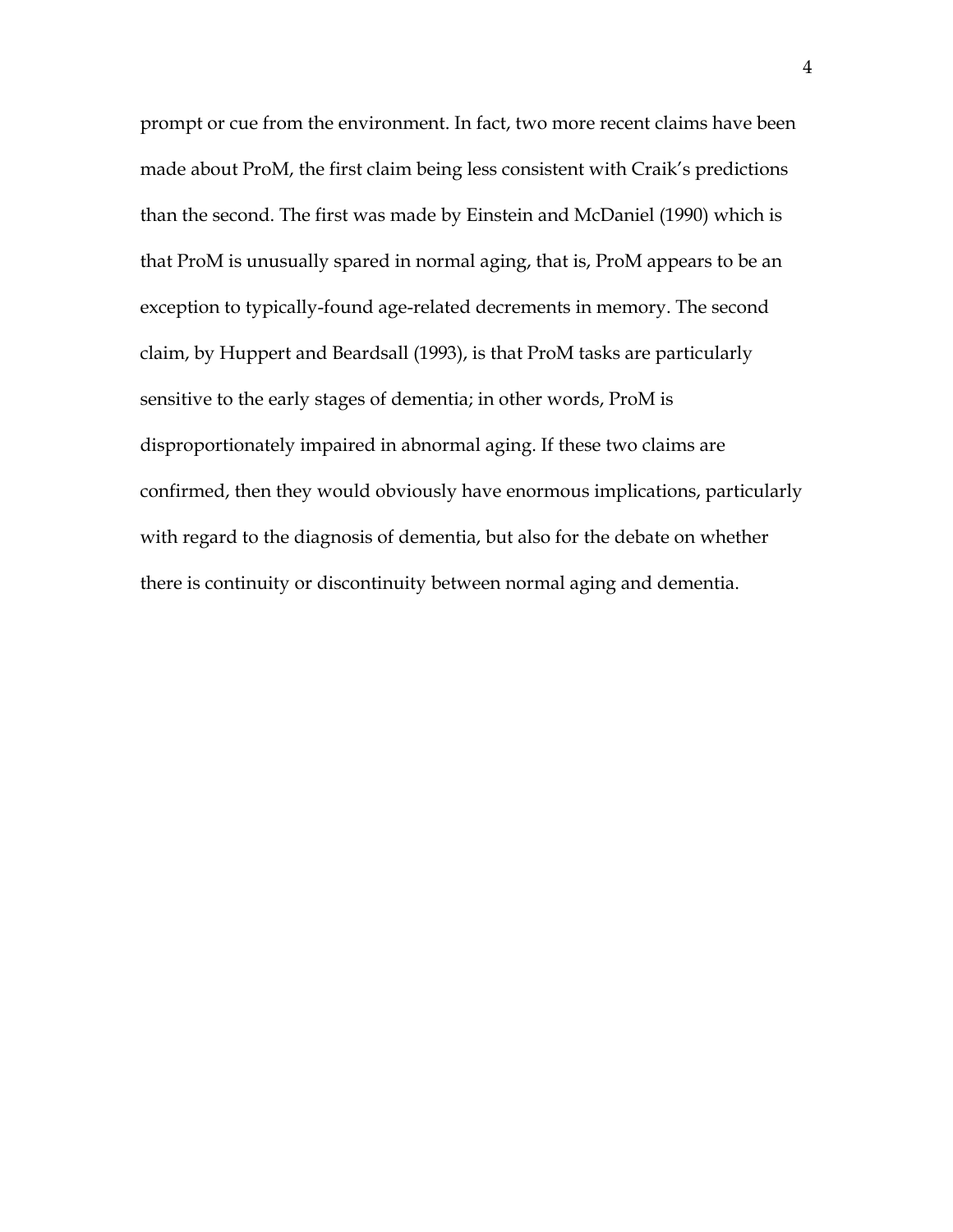prompt or cue from the environment. In fact, two more recent claims have been made about ProM, the first claim being less consistent with Craik's predictions than the second. The first was made by Einstein and McDaniel (1990) which is that ProM is unusually spared in normal aging, that is, ProM appears to be an exception to typically-found age-related decrements in memory. The second claim, by Huppert and Beardsall (1993), is that ProM tasks are particularly sensitive to the early stages of dementia; in other words, ProM is disproportionately impaired in abnormal aging. If these two claims are confirmed, then they would obviously have enormous implications, particularly with regard to the diagnosis of dementia, but also for the debate on whether there is continuity or discontinuity between normal aging and dementia.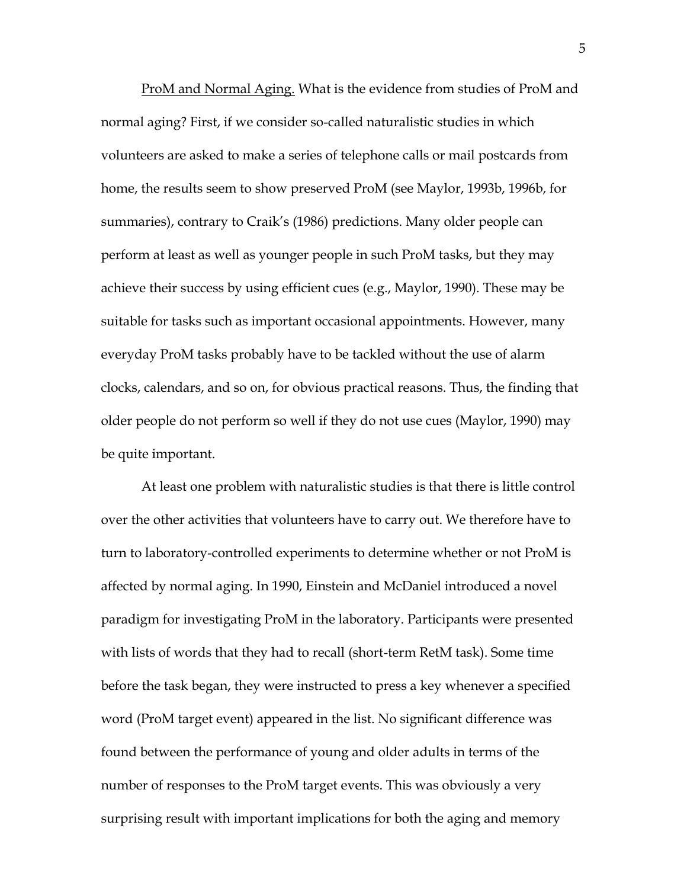<u>ProM and Normal Aging.</u> What is the evidence from studies of ProM and normal aging? First, if we consider so-called naturalistic studies in which volunteers are asked to make a series of telephone calls or mail postcards from home, the results seem to show preserved ProM (see Maylor, 1993b, 1996b, for summaries), contrary to Craik's (1986) predictions. Many older people can perform at least as well as younger people in such ProM tasks, but they may achieve their success by using efficient cues (e.g., Maylor, 1990). These may be suitable for tasks such as important occasional appointments. However, many everyday ProM tasks probably have to be tackled without the use of alarm clocks, calendars, and so on, for obvious practical reasons. Thus, the finding that older people do not perform so well if they do not use cues (Maylor, 1990) may be quite important.

At least one problem with naturalistic studies is that there is little control over the other activities that volunteers have to carry out. We therefore have to turn to laboratory-controlled experiments to determine whether or not ProM is affected by normal aging. In 1990, Einstein and McDaniel introduced a novel paradigm for investigating ProM in the laboratory. Participants were presented with lists of words that they had to recall (short-term RetM task). Some time before the task began, they were instructed to press a key whenever a specified word (ProM target event) appeared in the list. No significant difference was found between the performance of young and older adults in terms of the number of responses to the ProM target events. This was obviously a very surprising result with important implications for both the aging and memory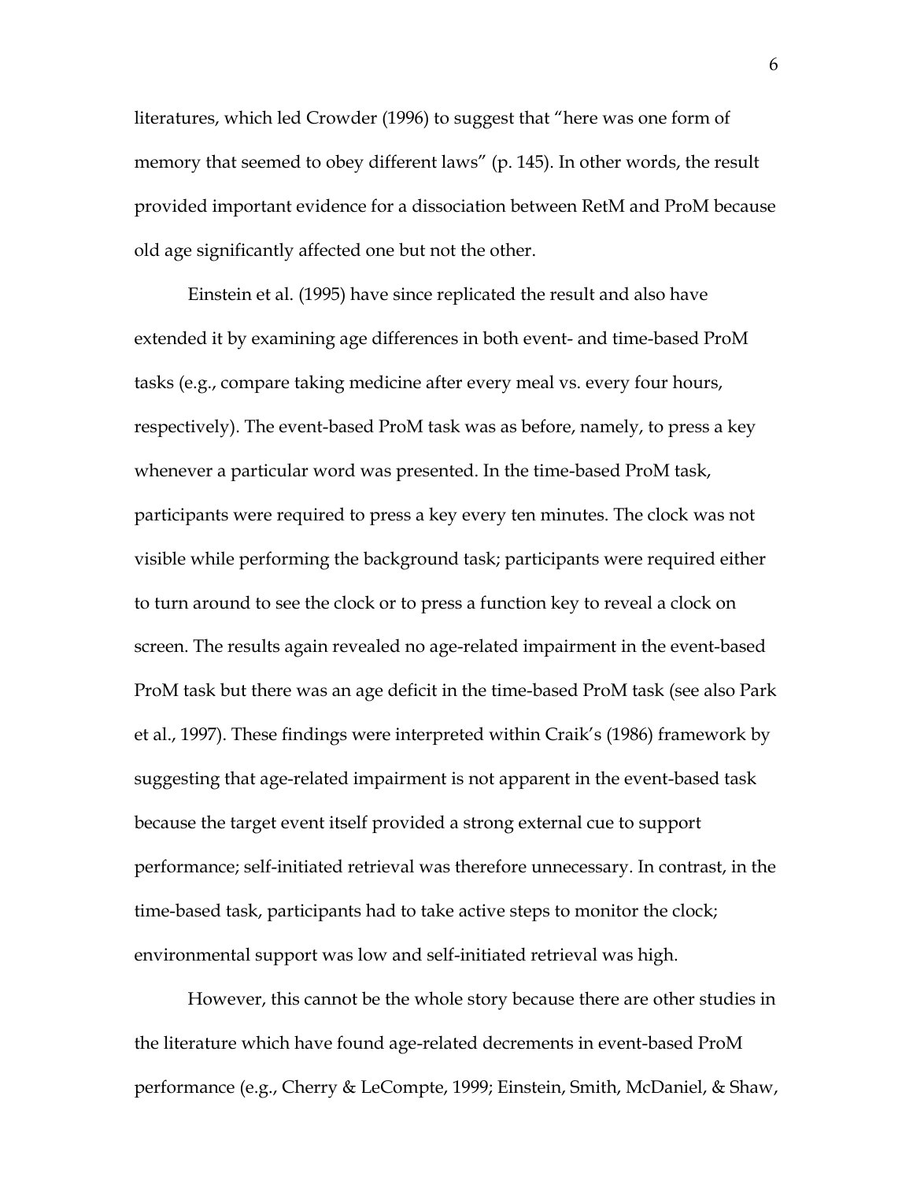literatures, which led Crowder (1996) to suggest that "here was one form of memory that seemed to obey different laws" (p. 145). In other words, the result provided important evidence for a dissociation between RetM and ProM because old age significantly affected one but not the other.

Einstein et al. (1995) have since replicated the result and also have extended it by examining age differences in both event- and time-based ProM tasks (e.g., compare taking medicine after every meal vs. every four hours, respectively). The event-based ProM task was as before, namely, to press a key whenever a particular word was presented. In the time-based ProM task, participants were required to press a key every ten minutes. The clock was not visible while performing the background task; participants were required either to turn around to see the clock or to press a function key to reveal a clock on screen. The results again revealed no age-related impairment in the event-based ProM task but there was an age deficit in the time-based ProM task (see also Park et al., 1997). These findings were interpreted within Craik's (1986) framework by suggesting that age-related impairment is not apparent in the event-based task because the target event itself provided a strong external cue to support performance; self-initiated retrieval was therefore unnecessary. In contrast, in the time-based task, participants had to take active steps to monitor the clock; environmental support was low and self-initiated retrieval was high.

However, this cannot be the whole story because there are other studies in the literature which have found age-related decrements in event-based ProM performance (e.g., Cherry & LeCompte, 1999; Einstein, Smith, McDaniel, & Shaw,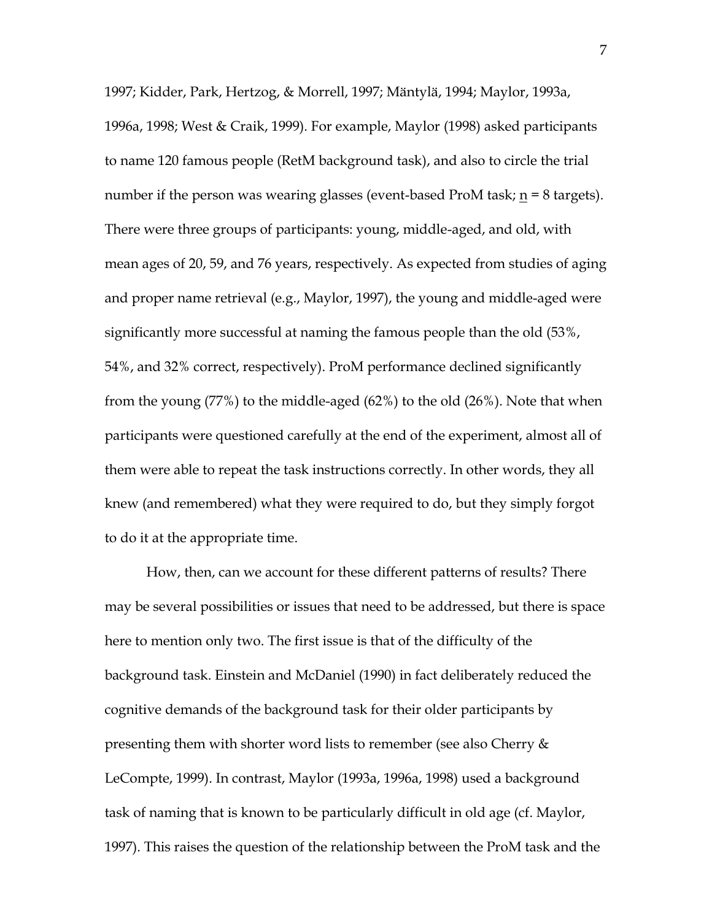1997; Kidder, Park, Hertzog, & Morrell, 1997; Mäntylä, 1994; Maylor, 1993a, 1996a, 1998; West & Craik, 1999). For example, Maylor (1998) asked participants to name 120 famous people (RetM background task), and also to circle the trial number if the person was wearing glasses (event-based ProM task; $n$ = 8 targets). There were three groups of participants: young, middle-aged, and old, with mean ages of 20, 59, and 76 years, respectively. As expected from studies of aging and proper name retrieval (e.g., Maylor, 1997), the young and middle-aged were significantly more successful at naming the famous people than the old (53%, 54%, and 32% correct, respectively). ProM performance declined significantly from the young (77%) to the middle-aged (62%) to the old (26%). Note that when participants were questioned carefully at the end of the experiment, almost all of them were able to repeat the task instructions correctly. In other words, they all knew (and remembered) what they were required to do, but they simply forgot to do it at the appropriate time.

How, then, can we account for these different patterns of results? There may be several possibilities or issues that need to be addressed, but there is space here to mention only two. The first issue is that of the difficulty of the background task. Einstein and McDaniel (1990) in fact deliberately reduced the cognitive demands of the background task for their older participants by presenting them with shorter word lists to remember (see also Cherry & LeCompte, 1999). In contrast, Maylor (1993a, 1996a, 1998) used a background task of naming that is known to be particularly difficult in old age (cf. Maylor, 1997). This raises the question of the relationship between the ProM task and the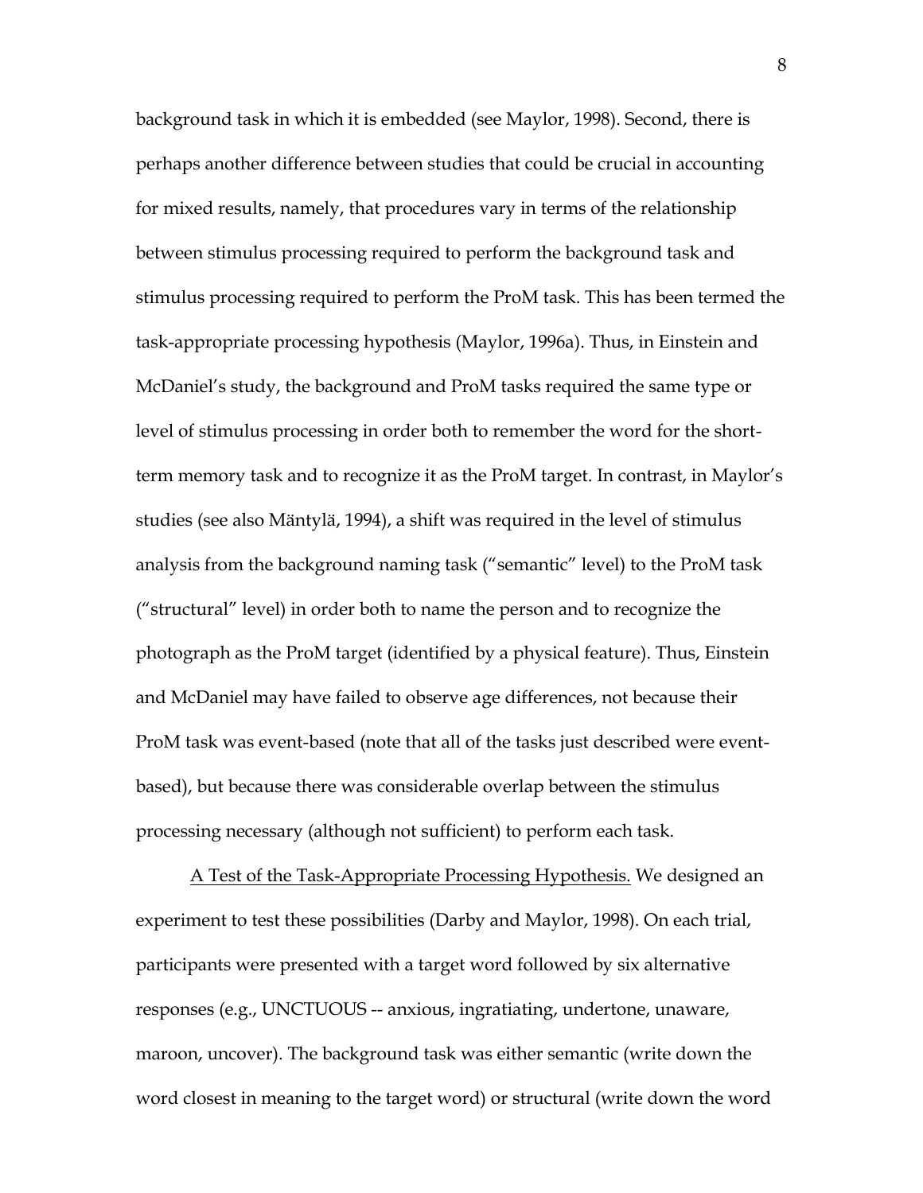background task in which it is embedded (see Maylor, 1998). Second, there is perhaps another difference between studies that could be crucial in accounting for mixed results, namely, that procedures vary in terms of the relationship between stimulus processing required to perform the background task and stimulus processing required to perform the ProM task. This has been termed the task-appropriate processing hypothesis (Maylor, 1996a). Thus, in Einstein and McDaniel's study, the background and ProM tasks required the same type or level of stimulus processing in order both to remember the word for the short-term memory task and to recognize it as the ProM target. In contrast, in Maylor's studies (see also Mäntylä, 1994), a shift was required in the level of stimulus analysis from the background naming task ("semantic" level) to the ProM task ("structural" level) in order both to name the person and to recognize the photograph as the ProM target (identified by a physical feature). Thus, Einstein and McDaniel may have failed to observe age differences, not because their ProM task was event-based (note that all of the tasks just described were event-based), but because there was considerable overlap between the stimulus processing necessary (although not sufficient) to perform each task.

<u>A Test of the Task-Appropriate Processing Hypothesis.</u> We designed an experiment to test these possibilities (Darby and Maylor, 1998). On each trial, participants were presented with a target word followed by six alternative responses (e.g., UNCTUOUS -- anxious, ingratiating, undertone, unaware, maroon, uncover). The background task was either semantic (write down the word closest in meaning to the target word) or structural (write down the word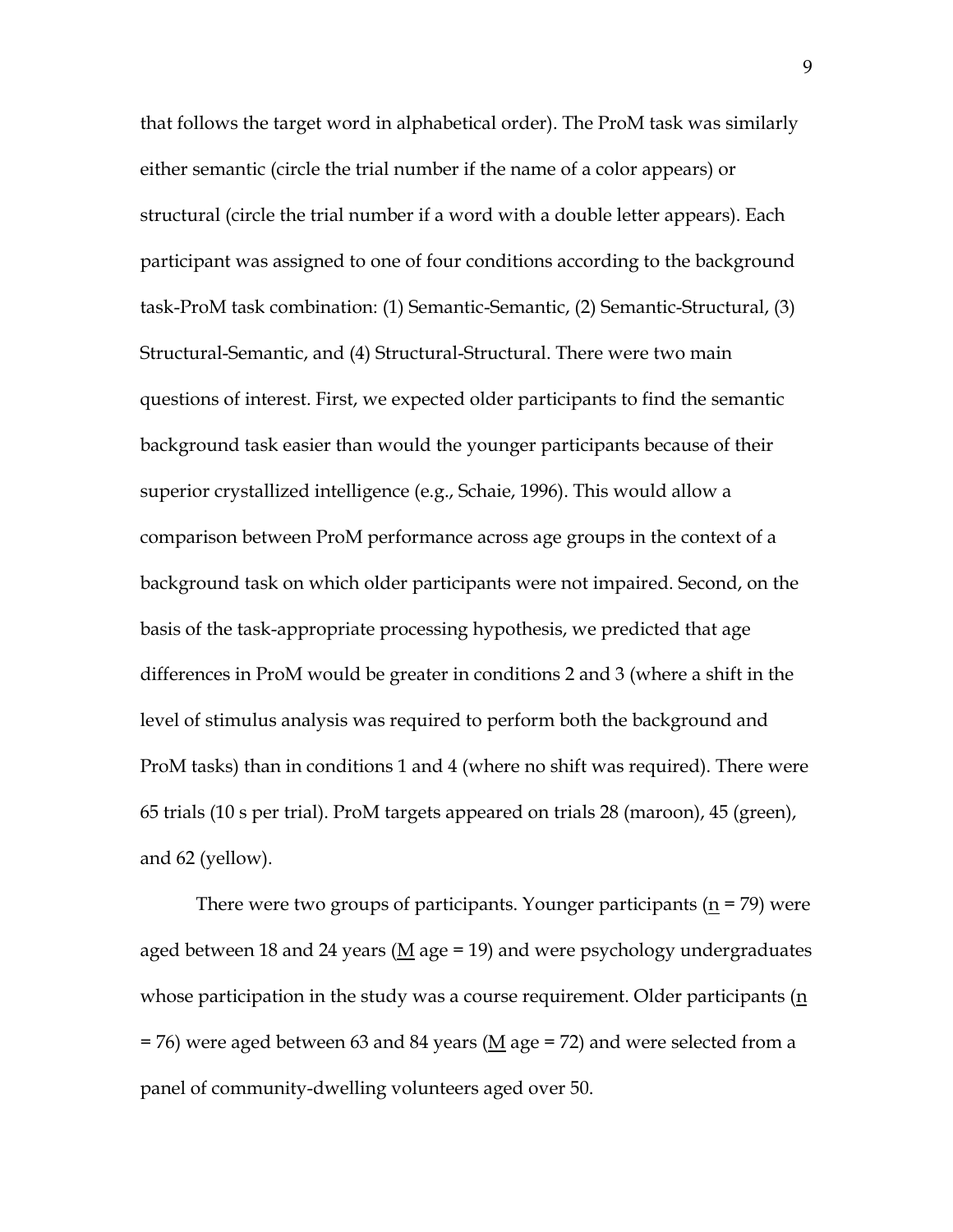that follows the target word in alphabetical order). The ProM task was similarly either semantic (circle the trial number if the name of a color appears) or structural (circle the trial number if a word with a double letter appears). Each participant was assigned to one of four conditions according to the background task-ProM task combination: (1) Semantic-Semantic, (2) Semantic-Structural, (3) Structural-Semantic, and (4) Structural-Structural. There were two main questions of interest. First, we expected older participants to find the semantic background task easier than would the younger participants because of their superior crystallized intelligence (e.g., Schaie, 1996). This would allow a comparison between ProM performance across age groups in the context of a background task on which older participants were not impaired. Second, on the basis of the task-appropriate processing hypothesis, we predicted that age differences in ProM would be greater in conditions 2 and 3 (where a shift in the level of stimulus analysis was required to perform both the background and ProM tasks) than in conditions 1 and 4 (where no shift was required). There were 65 trials (10 s per trial). ProM targets appeared on trials 28 (maroon), 45 (green), and 62 (yellow).

There were two groups of participants. Younger participants (n = 79) were aged between 18 and 24 years (M age = 19) and were psychology undergraduates whose participation in the study was a course requirement. Older participants (n = 76) were aged between 63 and 84 years (M age = 72) and were selected from a panel of community-dwelling volunteers aged over 50.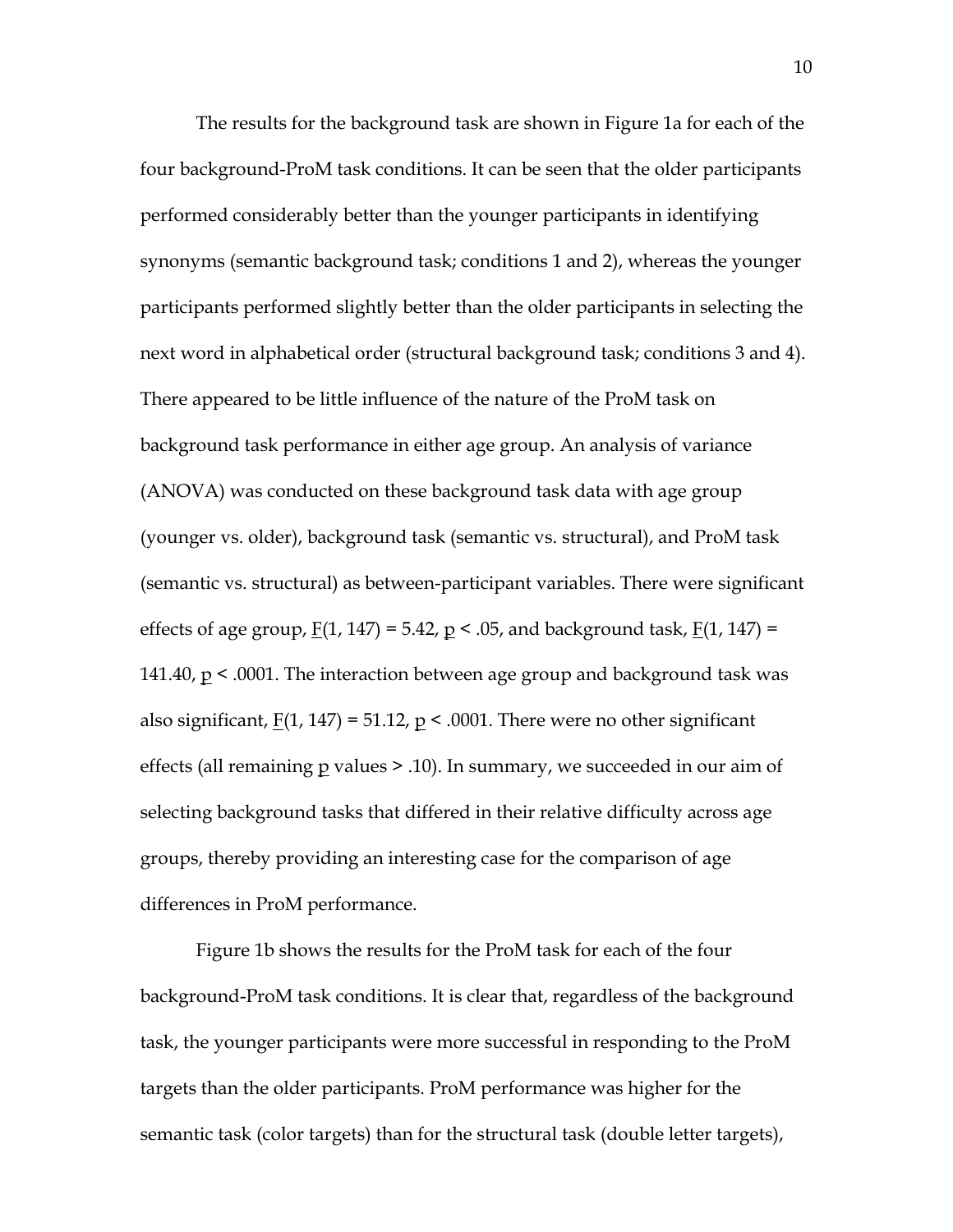The results for the background task are shown in Figure 1a for each of the four background-ProM task conditions. It can be seen that the older participants performed considerably better than the younger participants in identifying synonyms (semantic background task; conditions 1 and 2), whereas the younger participants performed slightly better than the older participants in selecting the next word in alphabetical order (structural background task; conditions 3 and 4). There appeared to be little influence of the nature of the ProM task on background task performance in either age group. An analysis of variance (ANOVA) was conducted on these background task data with age group (younger vs. older), background task (semantic vs. structural), and ProM task (semantic vs. structural) as between-participant variables. There were significant effects of age group, $F(1, 147) = 5.42$, $p < .05$, and background task, $F(1, 147) = 141.40$, $p < .0001$. The interaction between age group and background task was also significant, $F(1, 147) = 51.12$, $p < .0001$. There were no other significant effects (all remaining $p$ values > .10). In summary, we succeeded in our aim of selecting background tasks that differed in their relative difficulty across age groups, thereby providing an interesting case for the comparison of age differences in ProM performance.

Figure 1b shows the results for the ProM task for each of the four background-ProM task conditions. It is clear that, regardless of the background task, the younger participants were more successful in responding to the ProM targets than the older participants. ProM performance was higher for the semantic task (color targets) than for the structural task (double letter targets),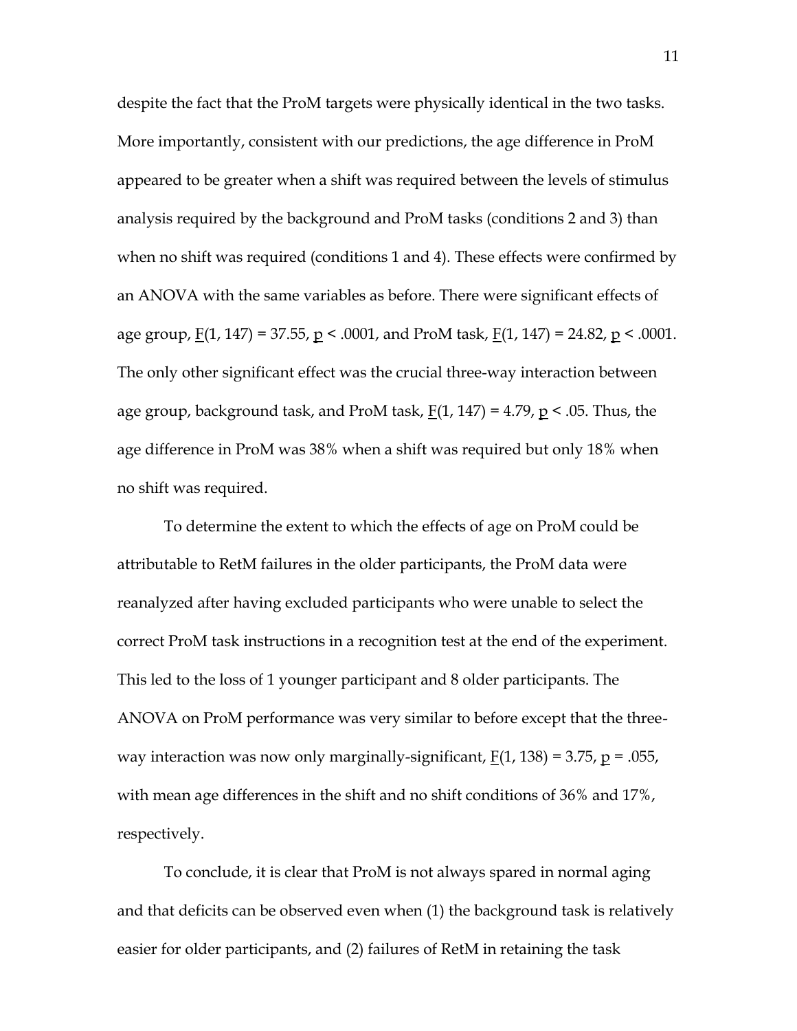despite the fact that the ProM targets were physically identical in the two tasks. More importantly, consistent with our predictions, the age difference in ProM appeared to be greater when a shift was required between the levels of stimulus analysis required by the background and ProM tasks (conditions 2 and 3) than when no shift was required (conditions 1 and 4). These effects were confirmed by an ANOVA with the same variables as before. There were significant effects of age group, $F(1, 147) = 37.55$, $p < .0001$, and ProM task, $F(1, 147) = 24.82$, $p < .0001$. The only other significant effect was the crucial three-way interaction between age group, background task, and ProM task, $F(1, 147) = 4.79$, $p < .05$. Thus, the age difference in ProM was 38% when a shift was required but only 18% when no shift was required.

To determine the extent to which the effects of age on ProM could be attributable to RetM failures in the older participants, the ProM data were reanalyzed after having excluded participants who were unable to select the correct ProM task instructions in a recognition test at the end of the experiment. This led to the loss of 1 younger participant and 8 older participants. The ANOVA on ProM performance was very similar to before except that the three-way interaction was now only marginally-significant, $F(1, 138) = 3.75$, $p = .055$, with mean age differences in the shift and no shift conditions of 36% and 17%, respectively.

To conclude, it is clear that ProM is not always spared in normal aging and that deficits can be observed even when (1) the background task is relatively easier for older participants, and (2) failures of RetM in retaining the task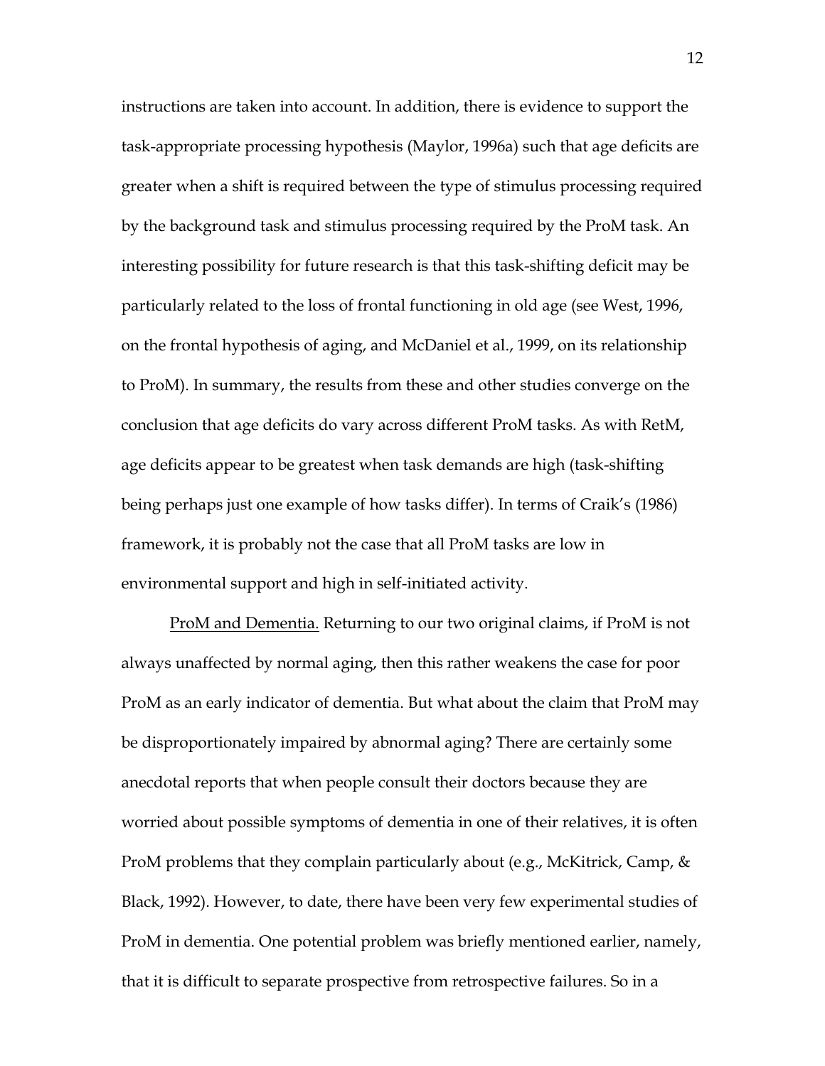instructions are taken into account. In addition, there is evidence to support the task-appropriate processing hypothesis (Maylor, 1996a) such that age deficits are greater when a shift is required between the type of stimulus processing required by the background task and stimulus processing required by the ProM task. An interesting possibility for future research is that this task-shifting deficit may be particularly related to the loss of frontal functioning in old age (see West, 1996, on the frontal hypothesis of aging, and McDaniel et al., 1999, on its relationship to ProM). In summary, the results from these and other studies converge on the conclusion that age deficits do vary across different ProM tasks. As with RetM, age deficits appear to be greatest when task demands are high (task-shifting being perhaps just one example of how tasks differ). In terms of Craik's (1986) framework, it is probably not the case that all ProM tasks are low in environmental support and high in self-initiated activity.

ProM and Dementia. Returning to our two original claims, if ProM is not always unaffected by normal aging, then this rather weakens the case for poor ProM as an early indicator of dementia. But what about the claim that ProM may be disproportionately impaired by abnormal aging? There are certainly some anecdotal reports that when people consult their doctors because they are worried about possible symptoms of dementia in one of their relatives, it is often ProM problems that they complain particularly about (e.g., McKitrick, Camp, & Black, 1992). However, to date, there have been very few experimental studies of ProM in dementia. One potential problem was briefly mentioned earlier, namely, that it is difficult to separate prospective from retrospective failures. So in a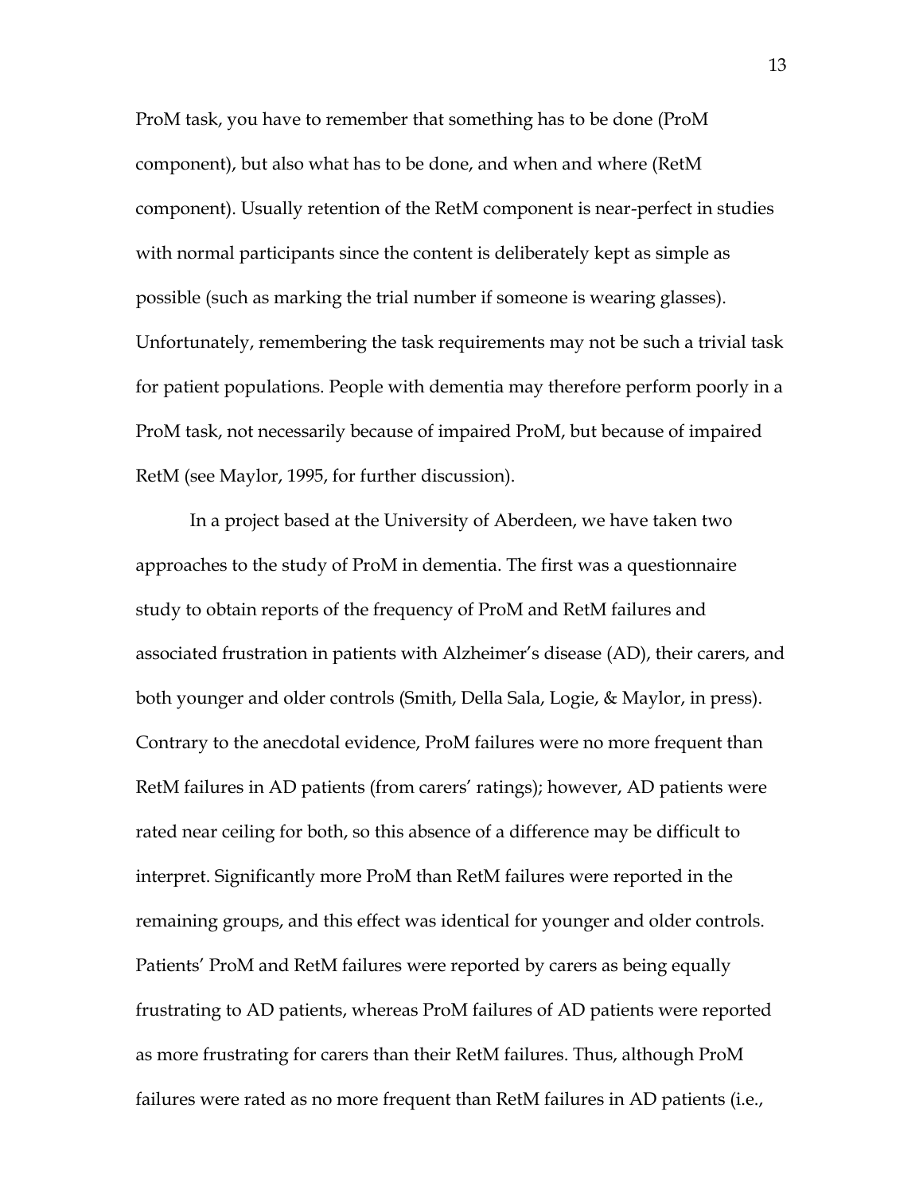ProM task, you have to remember that something has to be done (ProM component), but also what has to be done, and when and where (RetM component). Usually retention of the RetM component is near-perfect in studies with normal participants since the content is deliberately kept as simple as possible (such as marking the trial number if someone is wearing glasses). Unfortunately, remembering the task requirements may not be such a trivial task for patient populations. People with dementia may therefore perform poorly in a ProM task, not necessarily because of impaired ProM, but because of impaired RetM (see Maylor, 1995, for further discussion).

In a project based at the University of Aberdeen, we have taken two approaches to the study of ProM in dementia. The first was a questionnaire study to obtain reports of the frequency of ProM and RetM failures and associated frustration in patients with Alzheimer's disease (AD), their carers, and both younger and older controls (Smith, Della Sala, Logie, & Maylor, in press). Contrary to the anecdotal evidence, ProM failures were no more frequent than RetM failures in AD patients (from carers' ratings); however, AD patients were rated near ceiling for both, so this absence of a difference may be difficult to interpret. Significantly more ProM than RetM failures were reported in the remaining groups, and this effect was identical for younger and older controls. Patients' ProM and RetM failures were reported by carers as being equally frustrating to AD patients, whereas ProM failures of AD patients were reported as more frustrating for carers than their RetM failures. Thus, although ProM failures were rated as no more frequent than RetM failures in AD patients (i.e.,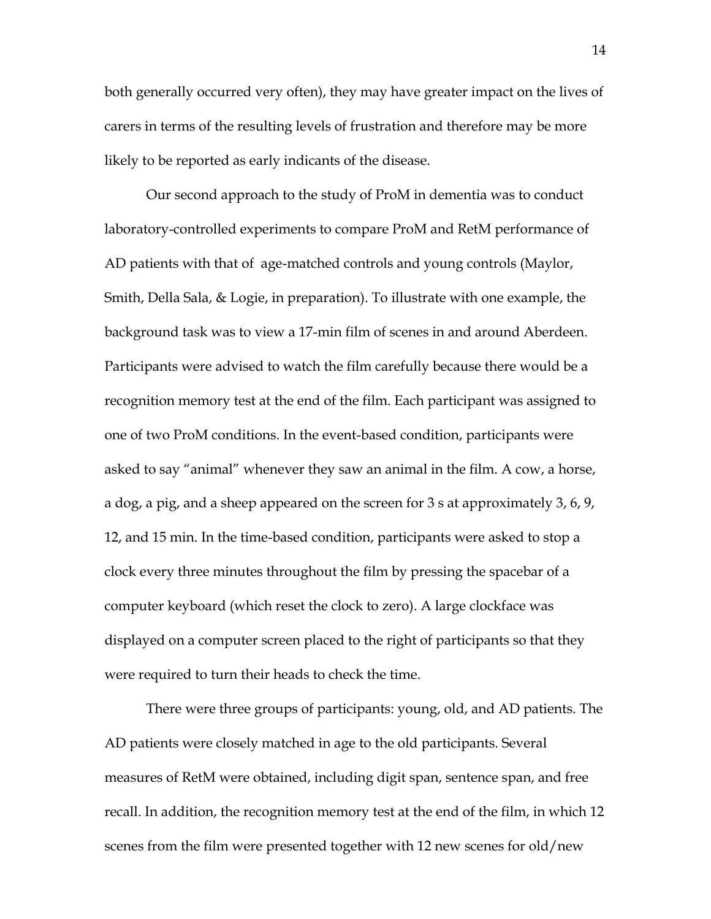both generally occurred very often), they may have greater impact on the lives of carers in terms of the resulting levels of frustration and therefore may be more likely to be reported as early indicants of the disease.

Our second approach to the study of ProM in dementia was to conduct laboratory-controlled experiments to compare ProM and RetM performance of AD patients with that of age-matched controls and young controls (Maylor, Smith, Della Sala, & Logie, in preparation). To illustrate with one example, the background task was to view a 17-min film of scenes in and around Aberdeen. Participants were advised to watch the film carefully because there would be a recognition memory test at the end of the film. Each participant was assigned to one of two ProM conditions. In the event-based condition, participants were asked to say "animal" whenever they saw an animal in the film. A cow, a horse, a dog, a pig, and a sheep appeared on the screen for 3 s at approximately 3, 6, 9, 12, and 15 min. In the time-based condition, participants were asked to stop a clock every three minutes throughout the film by pressing the spacebar of a computer keyboard (which reset the clock to zero). A large clockface was displayed on a computer screen placed to the right of participants so that they were required to turn their heads to check the time.

There were three groups of participants: young, old, and AD patients. The AD patients were closely matched in age to the old participants. Several measures of RetM were obtained, including digit span, sentence span, and free recall. In addition, the recognition memory test at the end of the film, in which 12 scenes from the film were presented together with 12 new scenes for old/new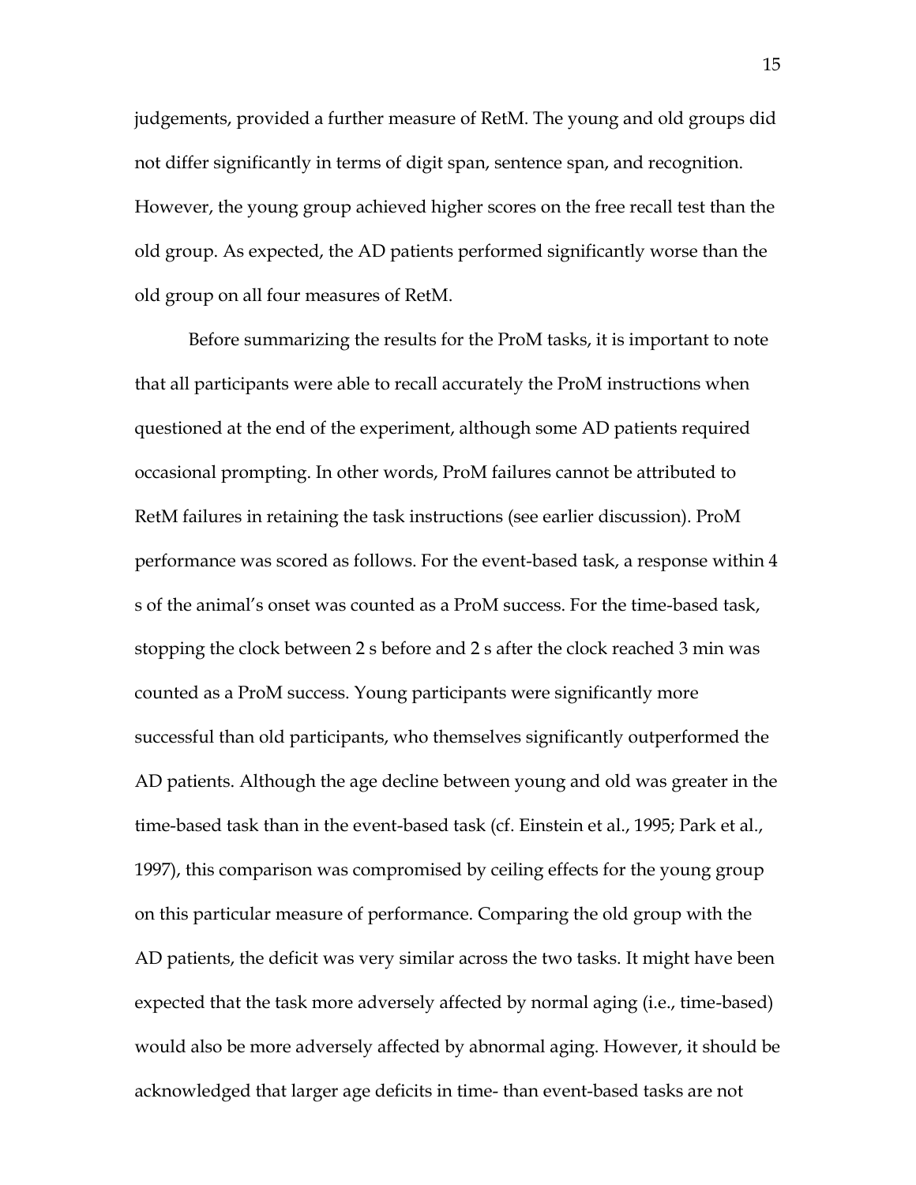judgements, provided a further measure of RetM. The young and old groups did not differ significantly in terms of digit span, sentence span, and recognition. However, the young group achieved higher scores on the free recall test than the old group. As expected, the AD patients performed significantly worse than the old group on all four measures of RetM.

Before summarizing the results for the ProM tasks, it is important to note that all participants were able to recall accurately the ProM instructions when questioned at the end of the experiment, although some AD patients required occasional prompting. In other words, ProM failures cannot be attributed to RetM failures in retaining the task instructions (see earlier discussion). ProM performance was scored as follows. For the event-based task, a response within 4 s of the animal's onset was counted as a ProM success. For the time-based task, stopping the clock between 2 s before and 2 s after the clock reached 3 min was counted as a ProM success. Young participants were significantly more successful than old participants, who themselves significantly outperformed the AD patients. Although the age decline between young and old was greater in the time-based task than in the event-based task (cf. Einstein et al., 1995; Park et al., 1997), this comparison was compromised by ceiling effects for the young group on this particular measure of performance. Comparing the old group with the AD patients, the deficit was very similar across the two tasks. It might have been expected that the task more adversely affected by normal aging (i.e., time-based) would also be more adversely affected by abnormal aging. However, it should be acknowledged that larger age deficits in time- than event-based tasks are not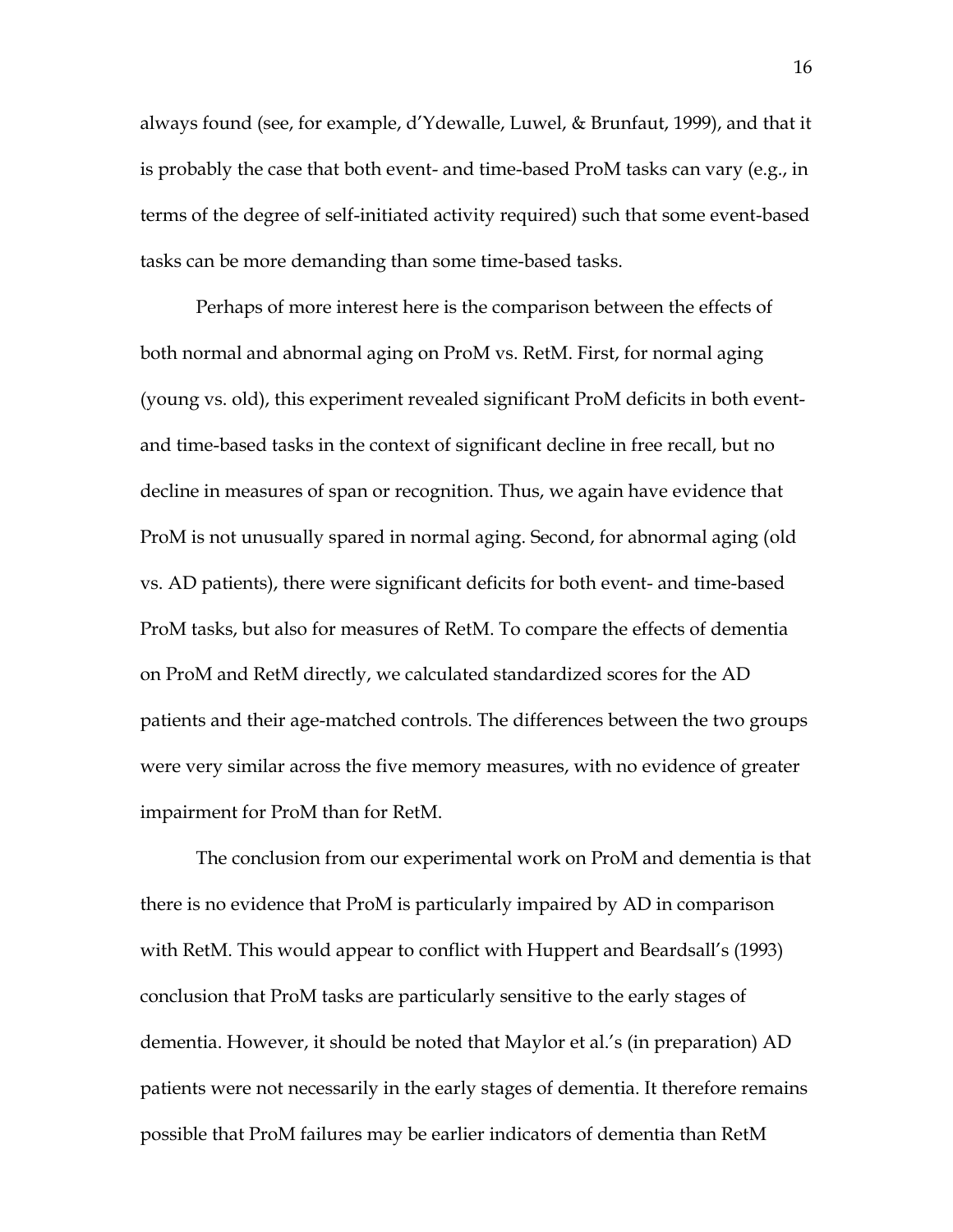always found (see, for example, d'Ydewalle, Luwel, & Brunfaut, 1999), and that it is probably the case that both event- and time-based ProM tasks can vary (e.g., in terms of the degree of self-initiated activity required) such that some event-based tasks can be more demanding than some time-based tasks.

Perhaps of more interest here is the comparison between the effects of both normal and abnormal aging on ProM vs. RetM. First, for normal aging (young vs. old), this experiment revealed significant ProM deficits in both event- and time-based tasks in the context of significant decline in free recall, but no decline in measures of span or recognition. Thus, we again have evidence that ProM is not unusually spared in normal aging. Second, for abnormal aging (old vs. AD patients), there were significant deficits for both event- and time-based ProM tasks, but also for measures of RetM. To compare the effects of dementia on ProM and RetM directly, we calculated standardized scores for the AD patients and their age-matched controls. The differences between the two groups were very similar across the five memory measures, with no evidence of greater impairment for ProM than for RetM.

The conclusion from our experimental work on ProM and dementia is that there is no evidence that ProM is particularly impaired by AD in comparison with RetM. This would appear to conflict with Huppert and Beardsall's (1993) conclusion that ProM tasks are particularly sensitive to the early stages of dementia. However, it should be noted that Maylor et al.'s (in preparation) AD patients were not necessarily in the early stages of dementia. It therefore remains possible that ProM failures may be earlier indicators of dementia than RetM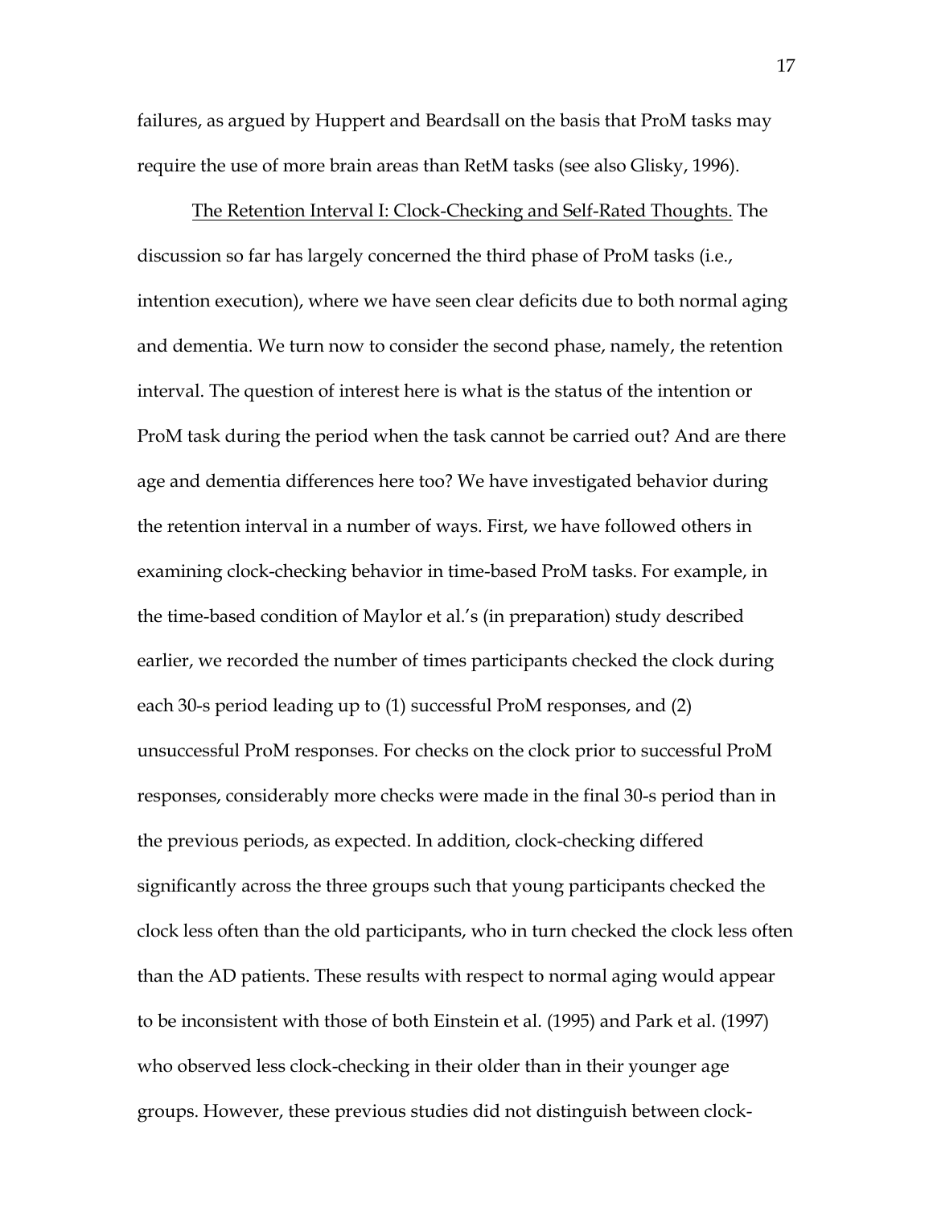failures, as argued by Huppert and Beardsall on the basis that ProM tasks may require the use of more brain areas than RetM tasks (see also Glisky, 1996).

<u>The Retention Interval I: Clock-Checking and Self-Rated Thoughts.</u> The discussion so far has largely concerned the third phase of ProM tasks (i.e., intention execution), where we have seen clear deficits due to both normal aging and dementia. We turn now to consider the second phase, namely, the retention interval. The question of interest here is what is the status of the intention or ProM task during the period when the task cannot be carried out? And are there age and dementia differences here too? We have investigated behavior during the retention interval in a number of ways. First, we have followed others in examining clock-checking behavior in time-based ProM tasks. For example, in the time-based condition of Maylor et al.'s (in preparation) study described earlier, we recorded the number of times participants checked the clock during each 30-s period leading up to (1) successful ProM responses, and (2) unsuccessful ProM responses. For checks on the clock prior to successful ProM responses, considerably more checks were made in the final 30-s period than in the previous periods, as expected. In addition, clock-checking differed significantly across the three groups such that young participants checked the clock less often than the old participants, who in turn checked the clock less often than the AD patients. These results with respect to normal aging would appear to be inconsistent with those of both Einstein et al. (1995) and Park et al. (1997) who observed less clock-checking in their older than in their younger age groups. However, these previous studies did not distinguish between clock-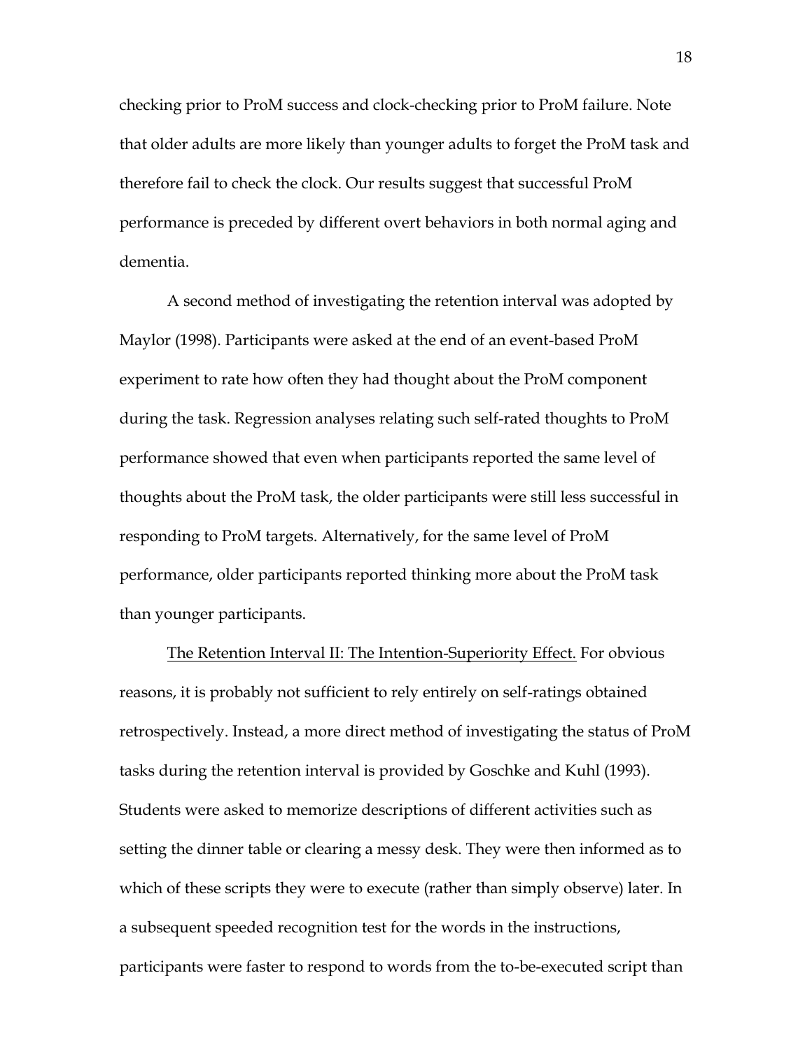checking prior to ProM success and clock-checking prior to ProM failure. Note that older adults are more likely than younger adults to forget the ProM task and therefore fail to check the clock. Our results suggest that successful ProM performance is preceded by different overt behaviors in both normal aging and dementia.

A second method of investigating the retention interval was adopted by Maylor (1998). Participants were asked at the end of an event-based ProM experiment to rate how often they had thought about the ProM component during the task. Regression analyses relating such self-rated thoughts to ProM performance showed that even when participants reported the same level of thoughts about the ProM task, the older participants were still less successful in responding to ProM targets. Alternatively, for the same level of ProM performance, older participants reported thinking more about the ProM task than younger participants.

<u>The Retention Interval II: The Intention-Superiority Effect.</u> For obvious reasons, it is probably not sufficient to rely entirely on self-ratings obtained retrospectively. Instead, a more direct method of investigating the status of ProM tasks during the retention interval is provided by Goschke and Kuhl (1993). Students were asked to memorize descriptions of different activities such as setting the dinner table or clearing a messy desk. They were then informed as to which of these scripts they were to execute (rather than simply observe) later. In a subsequent speeded recognition test for the words in the instructions, participants were faster to respond to words from the to-be-executed script than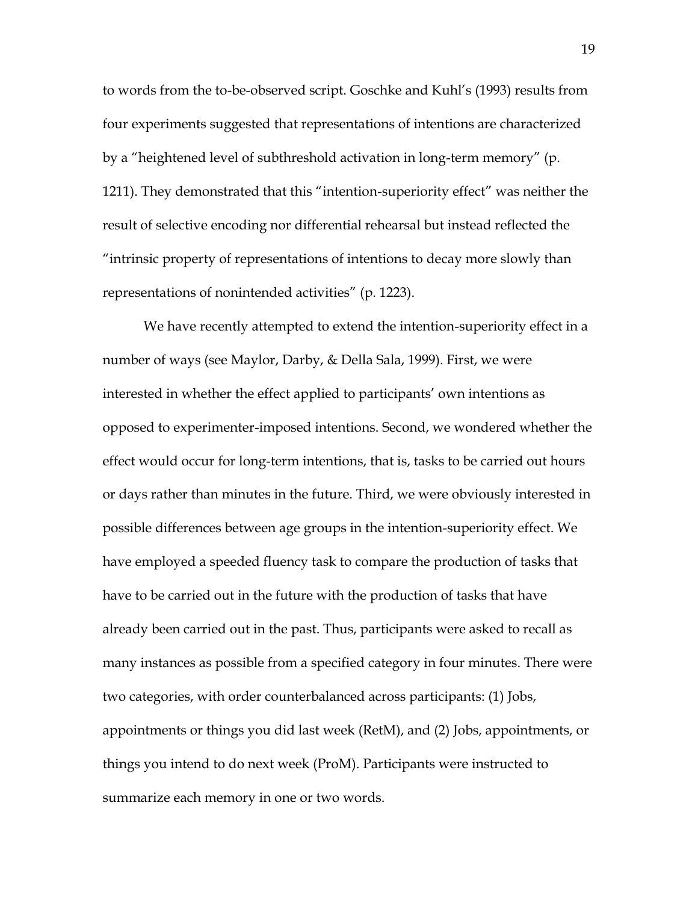to words from the to-be-observed script. Goschke and Kuhl's (1993) results from four experiments suggested that representations of intentions are characterized by a "heightened level of subthreshold activation in long-term memory" (p. 1211). They demonstrated that this "intention-superiority effect" was neither the result of selective encoding nor differential rehearsal but instead reflected the "intrinsic property of representations of intentions to decay more slowly than representations of nonintended activities" (p. 1223).

We have recently attempted to extend the intention-superiority effect in a number of ways (see Maylor, Darby, & Della Sala, 1999). First, we were interested in whether the effect applied to participants' own intentions as opposed to experimenter-imposed intentions. Second, we wondered whether the effect would occur for long-term intentions, that is, tasks to be carried out hours or days rather than minutes in the future. Third, we were obviously interested in possible differences between age groups in the intention-superiority effect. We have employed a speeded fluency task to compare the production of tasks that have to be carried out in the future with the production of tasks that have already been carried out in the past. Thus, participants were asked to recall as many instances as possible from a specified category in four minutes. There were two categories, with order counterbalanced across participants: (1) Jobs, appointments or things you did last week (RetM), and (2) Jobs, appointments, or things you intend to do next week (ProM). Participants were instructed to summarize each memory in one or two words.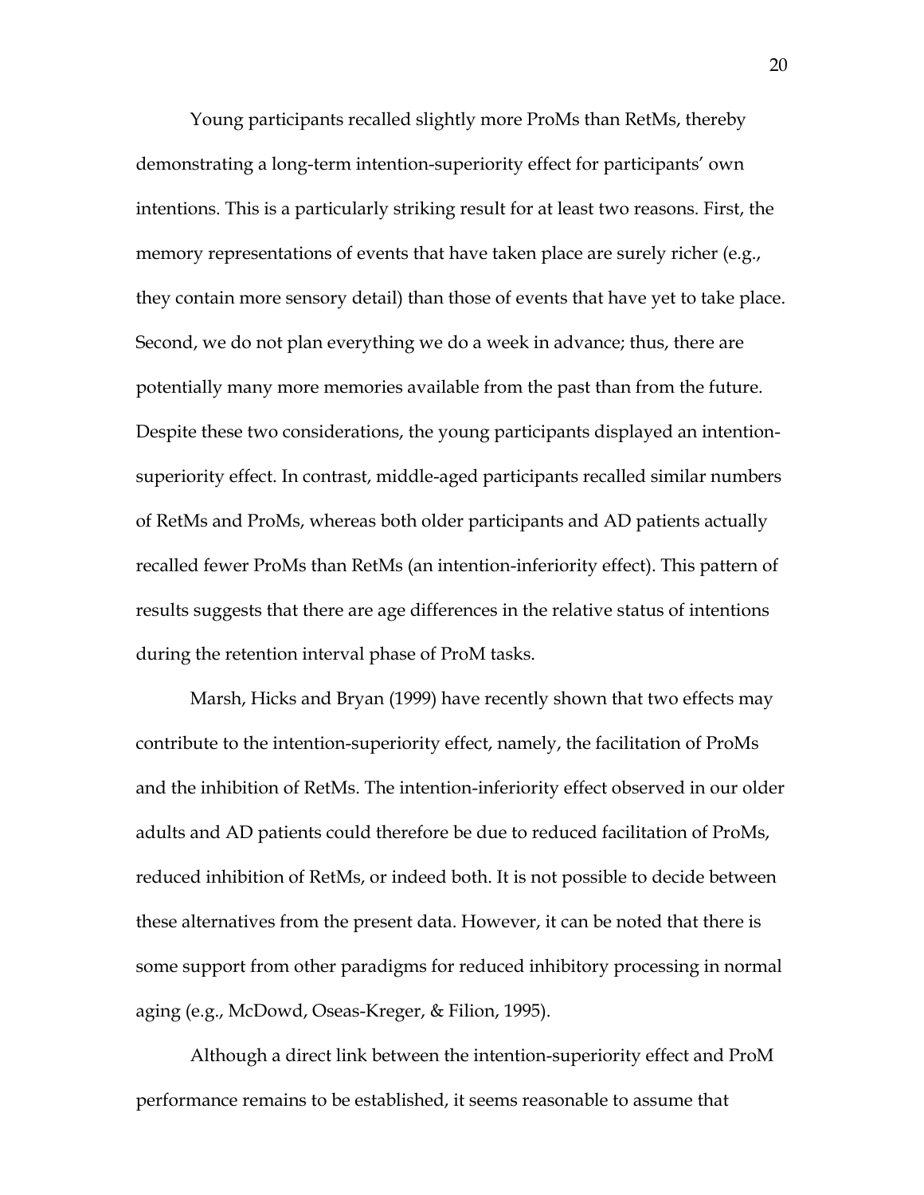Young participants recalled slightly more ProMs than RetMs, thereby demonstrating a long-term intention-superiority effect for participants' own intentions. This is a particularly striking result for at least two reasons. First, the memory representations of events that have taken place are surely richer (e.g., they contain more sensory detail) than those of events that have yet to take place. Second, we do not plan everything we do a week in advance; thus, there are potentially many more memories available from the past than from the future. Despite these two considerations, the young participants displayed an intention-superiority effect. In contrast, middle-aged participants recalled similar numbers of RetMs and ProMs, whereas both older participants and AD patients actually recalled fewer ProMs than RetMs (an intention-inferiority effect). This pattern of results suggests that there are age differences in the relative status of intentions during the retention interval phase of ProM tasks.

Marsh, Hicks and Bryan (1999) have recently shown that two effects may contribute to the intention-superiority effect, namely, the facilitation of ProMs and the inhibition of RetMs. The intention-inferiority effect observed in our older adults and AD patients could therefore be due to reduced facilitation of ProMs, reduced inhibition of RetMs, or indeed both. It is not possible to decide between these alternatives from the present data. However, it can be noted that there is some support from other paradigms for reduced inhibitory processing in normal aging (e.g., McDowd, Oseas-Kreger, & Filion, 1995).

Although a direct link between the intention-superiority effect and ProM performance remains to be established, it seems reasonable to assume that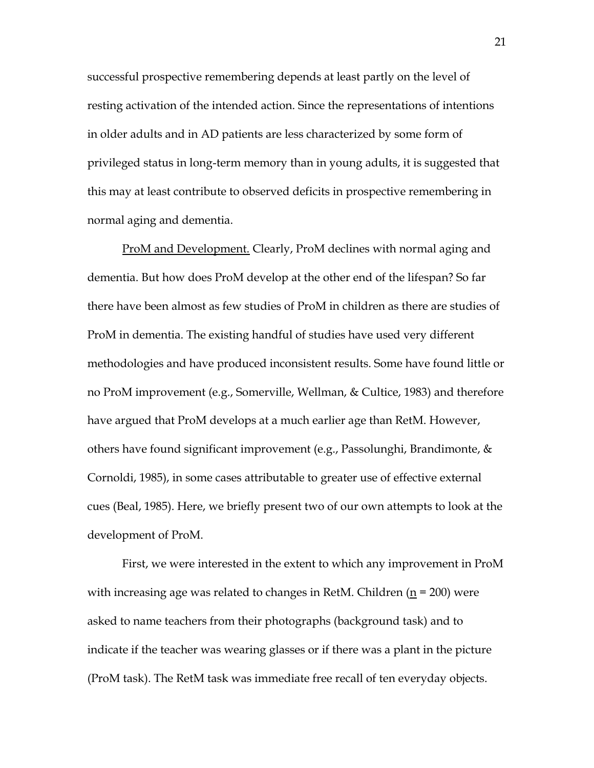successful prospective remembering depends at least partly on the level of resting activation of the intended action. Since the representations of intentions in older adults and in AD patients are less characterized by some form of privileged status in long-term memory than in young adults, it is suggested that this may at least contribute to observed deficits in prospective remembering in normal aging and dementia.

ProM and Development. Clearly, ProM declines with normal aging and dementia. But how does ProM develop at the other end of the lifespan? So far there have been almost as few studies of ProM in children as there are studies of ProM in dementia. The existing handful of studies have used very different methodologies and have produced inconsistent results. Some have found little or no ProM improvement (e.g., Somerville, Wellman, & Cultice, 1983) and therefore have argued that ProM develops at a much earlier age than RetM. However, others have found significant improvement (e.g., Passolunghi, Brandimonte, & Cornoldi, 1985), in some cases attributable to greater use of effective external cues (Beal, 1985). Here, we briefly present two of our own attempts to look at the development of ProM.

First, we were interested in the extent to which any improvement in ProM with increasing age was related to changes in RetM. Children ($n$ = 200) were asked to name teachers from their photographs (background task) and to indicate if the teacher was wearing glasses or if there was a plant in the picture (ProM task). The RetM task was immediate free recall of ten everyday objects.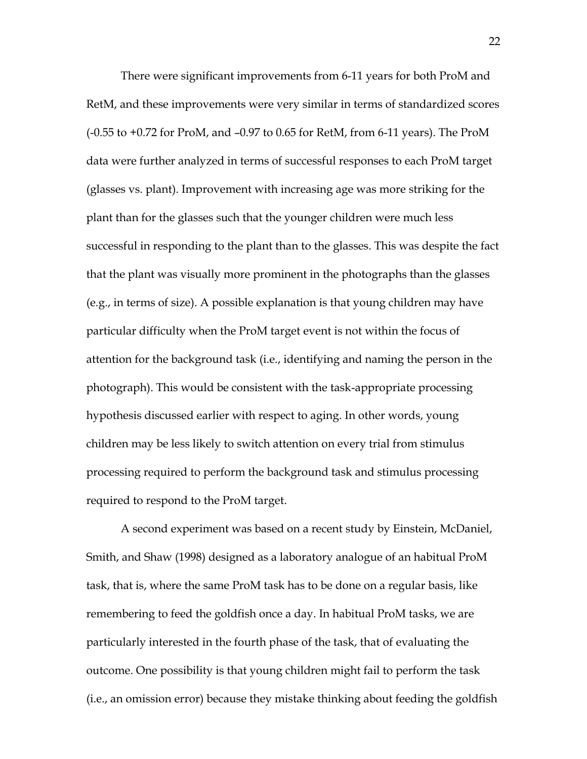There were significant improvements from 6-11 years for both ProM and RetM, and these improvements were very similar in terms of standardized scores (-0.55 to +0.72 for ProM, and –0.97 to 0.65 for RetM, from 6-11 years). The ProM data were further analyzed in terms of successful responses to each ProM target (glasses vs. plant). Improvement with increasing age was more striking for the plant than for the glasses such that the younger children were much less successful in responding to the plant than to the glasses. This was despite the fact that the plant was visually more prominent in the photographs than the glasses (e.g., in terms of size). A possible explanation is that young children may have particular difficulty when the ProM target event is not within the focus of attention for the background task (i.e., identifying and naming the person in the photograph). This would be consistent with the task-appropriate processing hypothesis discussed earlier with respect to aging. In other words, young children may be less likely to switch attention on every trial from stimulus processing required to perform the background task and stimulus processing required to respond to the ProM target.

A second experiment was based on a recent study by Einstein, McDaniel, Smith, and Shaw (1998) designed as a laboratory analogue of an habitual ProM task, that is, where the same ProM task has to be done on a regular basis, like remembering to feed the goldfish once a day. In habitual ProM tasks, we are particularly interested in the fourth phase of the task, that of evaluating the outcome. One possibility is that young children might fail to perform the task (i.e., an omission error) because they mistake thinking about feeding the goldfish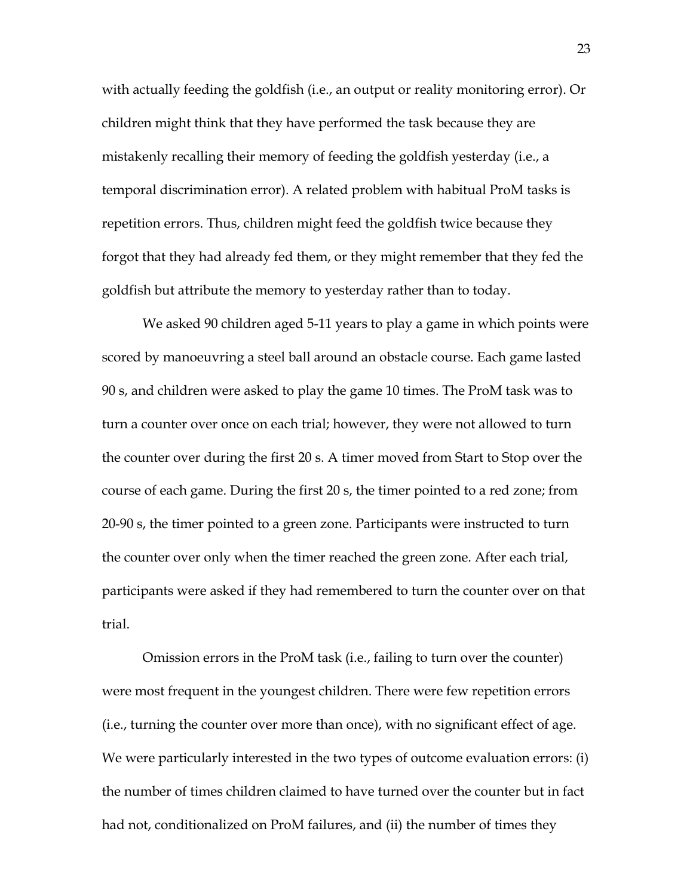with actually feeding the goldfish (i.e., an output or reality monitoring error). Or children might think that they have performed the task because they are mistakenly recalling their memory of feeding the goldfish yesterday (i.e., a temporal discrimination error). A related problem with habitual ProM tasks is repetition errors. Thus, children might feed the goldfish twice because they forgot that they had already fed them, or they might remember that they fed the goldfish but attribute the memory to yesterday rather than to today.

We asked 90 children aged 5-11 years to play a game in which points were scored by manoeuvring a steel ball around an obstacle course. Each game lasted 90 s, and children were asked to play the game 10 times. The ProM task was to turn a counter over once on each trial; however, they were not allowed to turn the counter over during the first 20 s. A timer moved from Start to Stop over the course of each game. During the first 20 s, the timer pointed to a red zone; from 20-90 s, the timer pointed to a green zone. Participants were instructed to turn the counter over only when the timer reached the green zone. After each trial, participants were asked if they had remembered to turn the counter over on that trial.

Omission errors in the ProM task (i.e., failing to turn over the counter) were most frequent in the youngest children. There were few repetition errors (i.e., turning the counter over more than once), with no significant effect of age. We were particularly interested in the two types of outcome evaluation errors: (i) the number of times children claimed to have turned over the counter but in fact had not, conditionalized on ProM failures, and (ii) the number of times they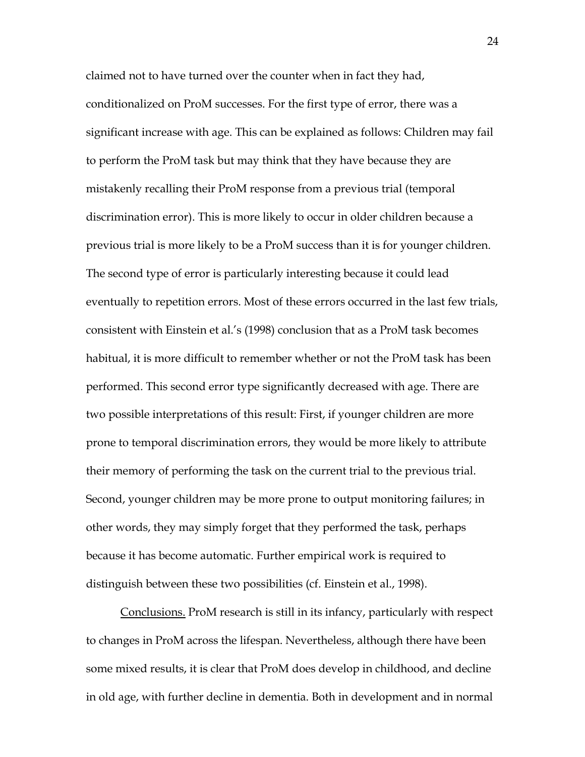claimed not to have turned over the counter when in fact they had, conditionalized on ProM successes. For the first type of error, there was a significant increase with age. This can be explained as follows: Children may fail to perform the ProM task but may think that they have because they are mistakenly recalling their ProM response from a previous trial (temporal discrimination error). This is more likely to occur in older children because a previous trial is more likely to be a ProM success than it is for younger children. The second type of error is particularly interesting because it could lead eventually to repetition errors. Most of these errors occurred in the last few trials, consistent with Einstein et al.'s (1998) conclusion that as a ProM task becomes habitual, it is more difficult to remember whether or not the ProM task has been performed. This second error type significantly decreased with age. There are two possible interpretations of this result: First, if younger children are more prone to temporal discrimination errors, they would be more likely to attribute their memory of performing the task on the current trial to the previous trial. Second, younger children may be more prone to output monitoring failures; in other words, they may simply forget that they performed the task, perhaps because it has become automatic. Further empirical work is required to distinguish between these two possibilities (cf. Einstein et al., 1998).

Conclusions. ProM research is still in its infancy, particularly with respect to changes in ProM across the lifespan. Nevertheless, although there have been some mixed results, it is clear that ProM does develop in childhood, and decline in old age, with further decline in dementia. Both in development and in normal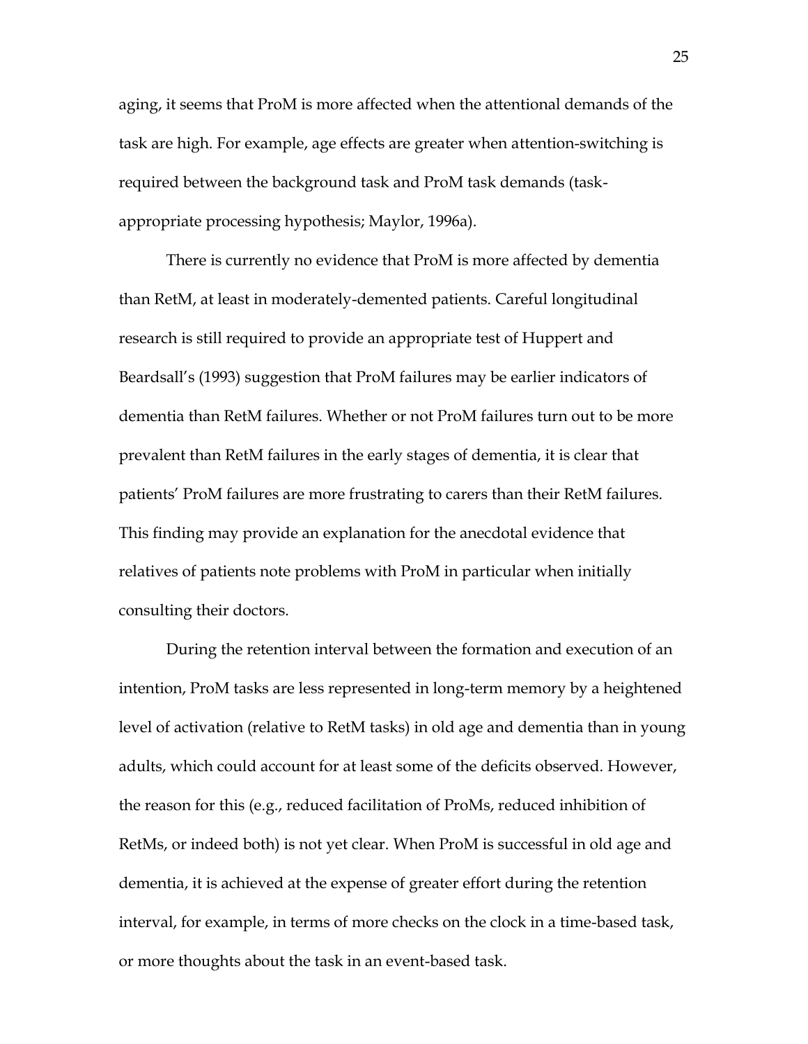aging, it seems that ProM is more affected when the attentional demands of the task are high. For example, age effects are greater when attention-switching is required between the background task and ProM task demands (task-appropriate processing hypothesis; Maylor, 1996a).

There is currently no evidence that ProM is more affected by dementia than RetM, at least in moderately-demented patients. Careful longitudinal research is still required to provide an appropriate test of Huppert and Beardsall's (1993) suggestion that ProM failures may be earlier indicators of dementia than RetM failures. Whether or not ProM failures turn out to be more prevalent than RetM failures in the early stages of dementia, it is clear that patients' ProM failures are more frustrating to carers than their RetM failures. This finding may provide an explanation for the anecdotal evidence that relatives of patients note problems with ProM in particular when initially consulting their doctors.

During the retention interval between the formation and execution of an intention, ProM tasks are less represented in long-term memory by a heightened level of activation (relative to RetM tasks) in old age and dementia than in young adults, which could account for at least some of the deficits observed. However, the reason for this (e.g., reduced facilitation of ProMs, reduced inhibition of RetMs, or indeed both) is not yet clear. When ProM is successful in old age and dementia, it is achieved at the expense of greater effort during the retention interval, for example, in terms of more checks on the clock in a time-based task, or more thoughts about the task in an event-based task.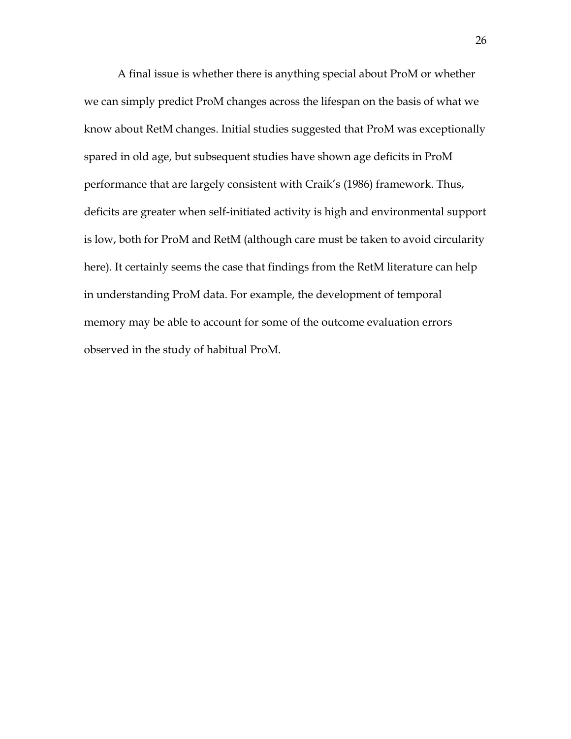A final issue is whether there is anything special about ProM or whether we can simply predict ProM changes across the lifespan on the basis of what we know about RetM changes. Initial studies suggested that ProM was exceptionally spared in old age, but subsequent studies have shown age deficits in ProM performance that are largely consistent with Craik's (1986) framework. Thus, deficits are greater when self-initiated activity is high and environmental support is low, both for ProM and RetM (although care must be taken to avoid circularity here). It certainly seems the case that findings from the RetM literature can help in understanding ProM data. For example, the development of temporal memory may be able to account for some of the outcome evaluation errors observed in the study of habitual ProM.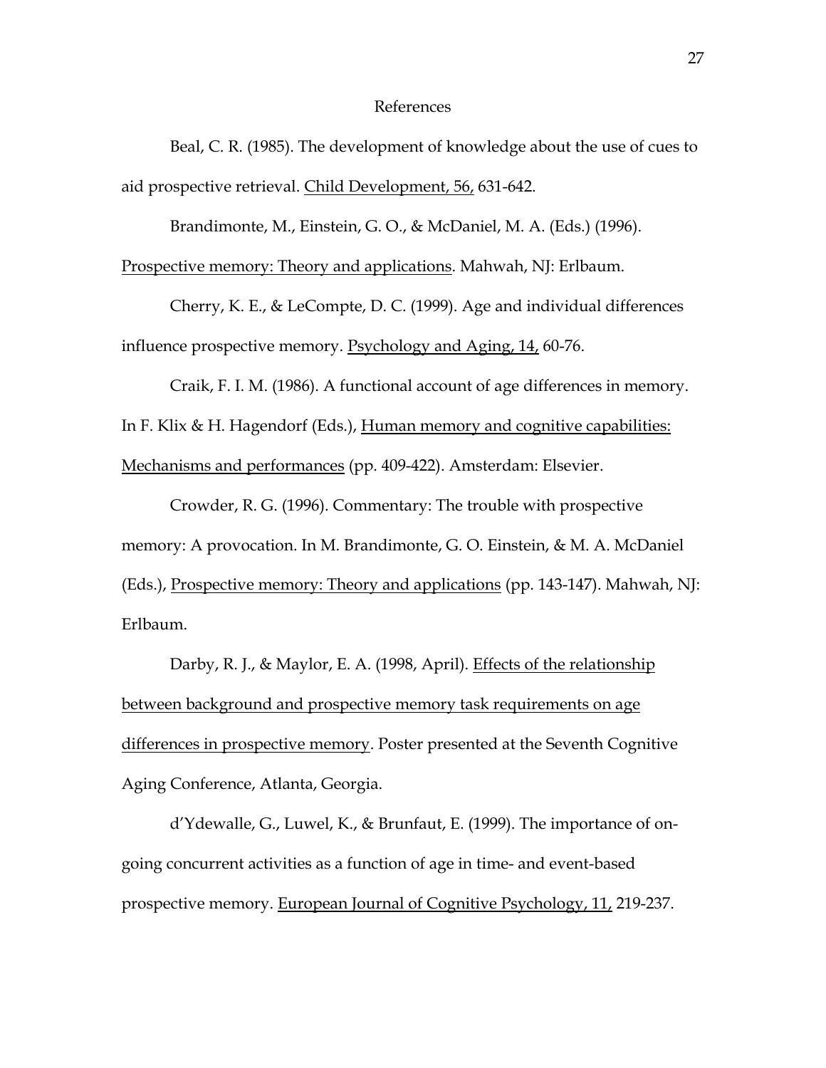# References

Beal, C. R. (1985). The development of knowledge about the use of cues to aid prospective retrieval. Child Development, 56, 631-642.

Brandimonte, M., Einstein, G. O., & McDaniel, M. A. (Eds.) (1996). Prospective memory: Theory and applications. Mahwah, NJ: Erlbaum.

Cherry, K. E., & LeCompte, D. C. (1999). Age and individual differences influence prospective memory. Psychology and Aging, 14, 60-76.

Craik, F. I. M. (1986). A functional account of age differences in memory. In F. Klix & H. Hagendorf (Eds.), Human memory and cognitive capabilities: Mechanisms and performances (pp. 409-422). Amsterdam: Elsevier.

Crowder, R. G. (1996). Commentary: The trouble with prospective memory: A provocation. In M. Brandimonte, G. O. Einstein, & M. A. McDaniel (Eds.), Prospective memory: Theory and applications (pp. 143-147). Mahwah, NJ: Erlbaum.

Darby, R. J., & Maylor, E. A. (1998, April). Effects of the relationship between background and prospective memory task requirements on age differences in prospective memory. Poster presented at the Seventh Cognitive Aging Conference, Atlanta, Georgia.

d'Ydewalle, G., Luwel, K., & Brunfaut, E. (1999). The importance of on-going concurrent activities as a function of age in time- and event-based prospective memory. European Journal of Cognitive Psychology, 11, 219-237.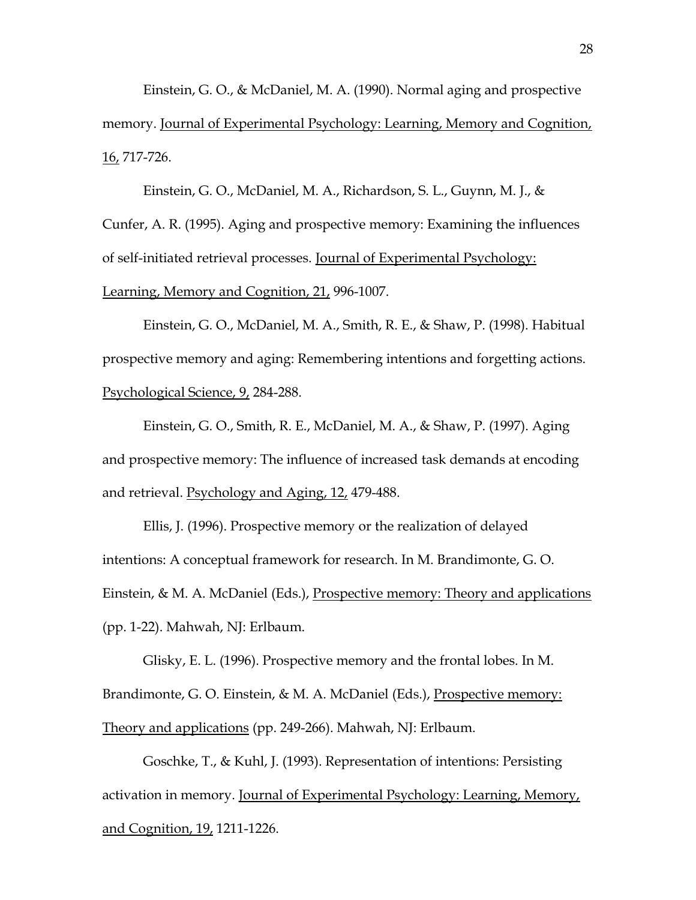Einstein, G. O., & McDaniel, M. A. (1990). Normal aging and prospective memory. Journal of Experimental Psychology: Learning, Memory and Cognition, 16, 717-726.

Einstein, G. O., McDaniel, M. A., Richardson, S. L., Guynn, M. J., & Cunfer, A. R. (1995). Aging and prospective memory: Examining the influences of self-initiated retrieval processes. Journal of Experimental Psychology: Learning, Memory and Cognition, 21, 996-1007.

Einstein, G. O., McDaniel, M. A., Smith, R. E., & Shaw, P. (1998). Habitual prospective memory and aging: Remembering intentions and forgetting actions. Psychological Science, 9, 284-288.

Einstein, G. O., Smith, R. E., McDaniel, M. A., & Shaw, P. (1997). Aging and prospective memory: The influence of increased task demands at encoding and retrieval. Psychology and Aging, 12, 479-488.

Ellis, J. (1996). Prospective memory or the realization of delayed intentions: A conceptual framework for research. In M. Brandimonte, G. O. Einstein, & M. A. McDaniel (Eds.), Prospective memory: Theory and applications (pp. 1-22). Mahwah, NJ: Erlbaum.

Glisky, E. L. (1996). Prospective memory and the frontal lobes. In M. Brandimonte, G. O. Einstein, & M. A. McDaniel (Eds.), Prospective memory: Theory and applications (pp. 249-266). Mahwah, NJ: Erlbaum.

Goschke, T., & Kuhl, J. (1993). Representation of intentions: Persisting activation in memory. Journal of Experimental Psychology: Learning, Memory, and Cognition, 19, 1211-1226.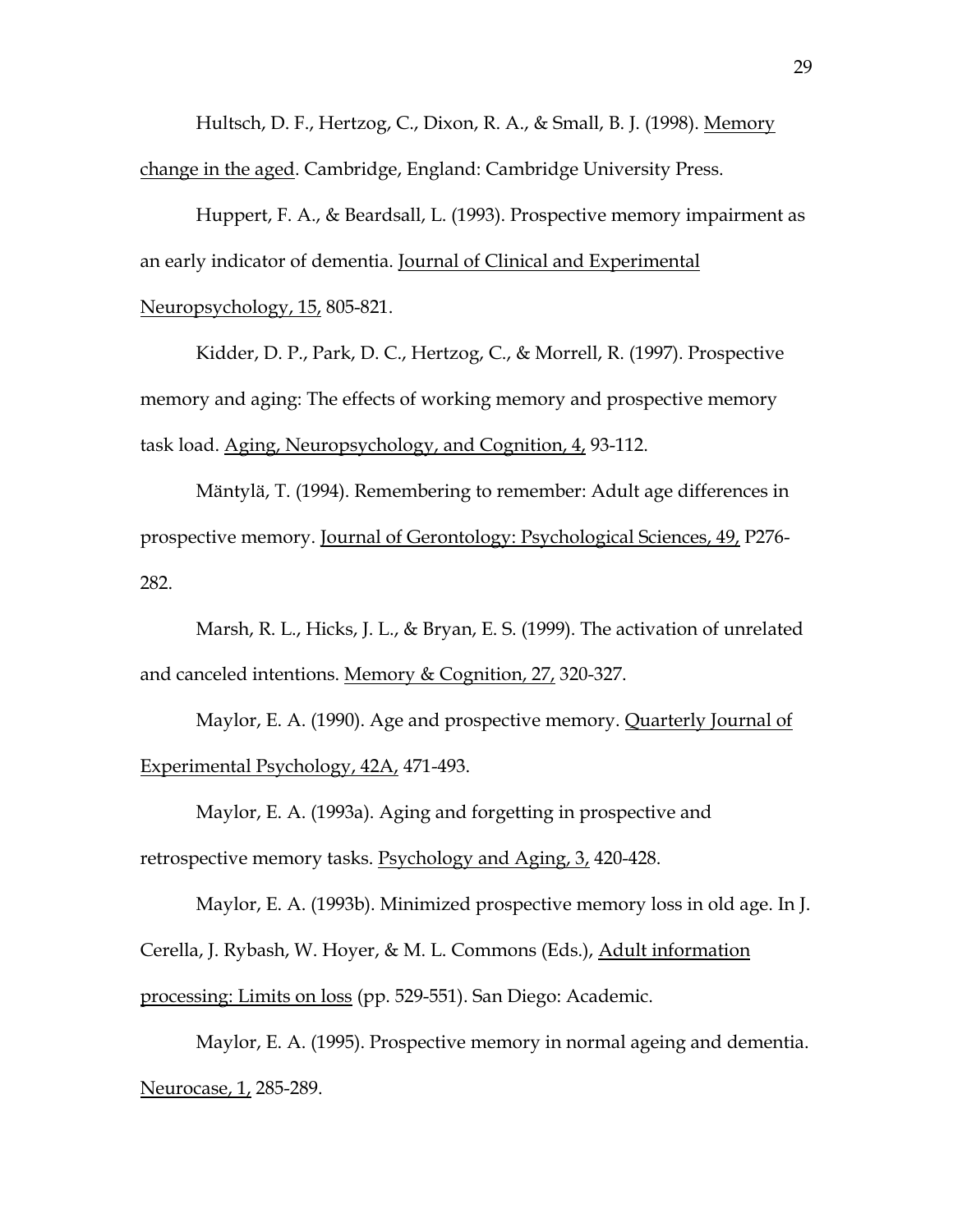Hultsch, D. F., Hertzog, C., Dixon, R. A., & Small, B. J. (1998). <u>Memory change in the aged</u>. Cambridge, England: Cambridge University Press.

Huppert, F. A., & Beardsall, L. (1993). Prospective memory impairment as an early indicator of dementia. <u>Journal of Clinical and Experimental Neuropsychology, 15,</u> 805-821.

Kidder, D. P., Park, D. C., Hertzog, C., & Morrell, R. (1997). Prospective memory and aging: The effects of working memory and prospective memory task load. <u>Aging, Neuropsychology, and Cognition, 4,</u> 93-112.

Mäntylä, T. (1994). Remembering to remember: Adult age differences in prospective memory. <u>Journal of Gerontology: Psychological Sciences, 49,</u> P276-282.

Marsh, R. L., Hicks, J. L., & Bryan, E. S. (1999). The activation of unrelated and canceled intentions. <u>Memory & Cognition, 27,</u> 320-327.

Maylor, E. A. (1990). Age and prospective memory. <u>Quarterly Journal of Experimental Psychology, 42A,</u> 471-493.

Maylor, E. A. (1993a). Aging and forgetting in prospective and retrospective memory tasks. <u>Psychology and Aging, 3,</u> 420-428.

Maylor, E. A. (1993b). Minimized prospective memory loss in old age. In J. Cerella, J. Rybash, W. Hoyer, & M. L. Commons (Eds.), <u>Adult information processing: Limits on loss</u> (pp. 529-551). San Diego: Academic.

Maylor, E. A. (1995). Prospective memory in normal ageing and dementia. <u>Neurocase, 1,</u> 285-289.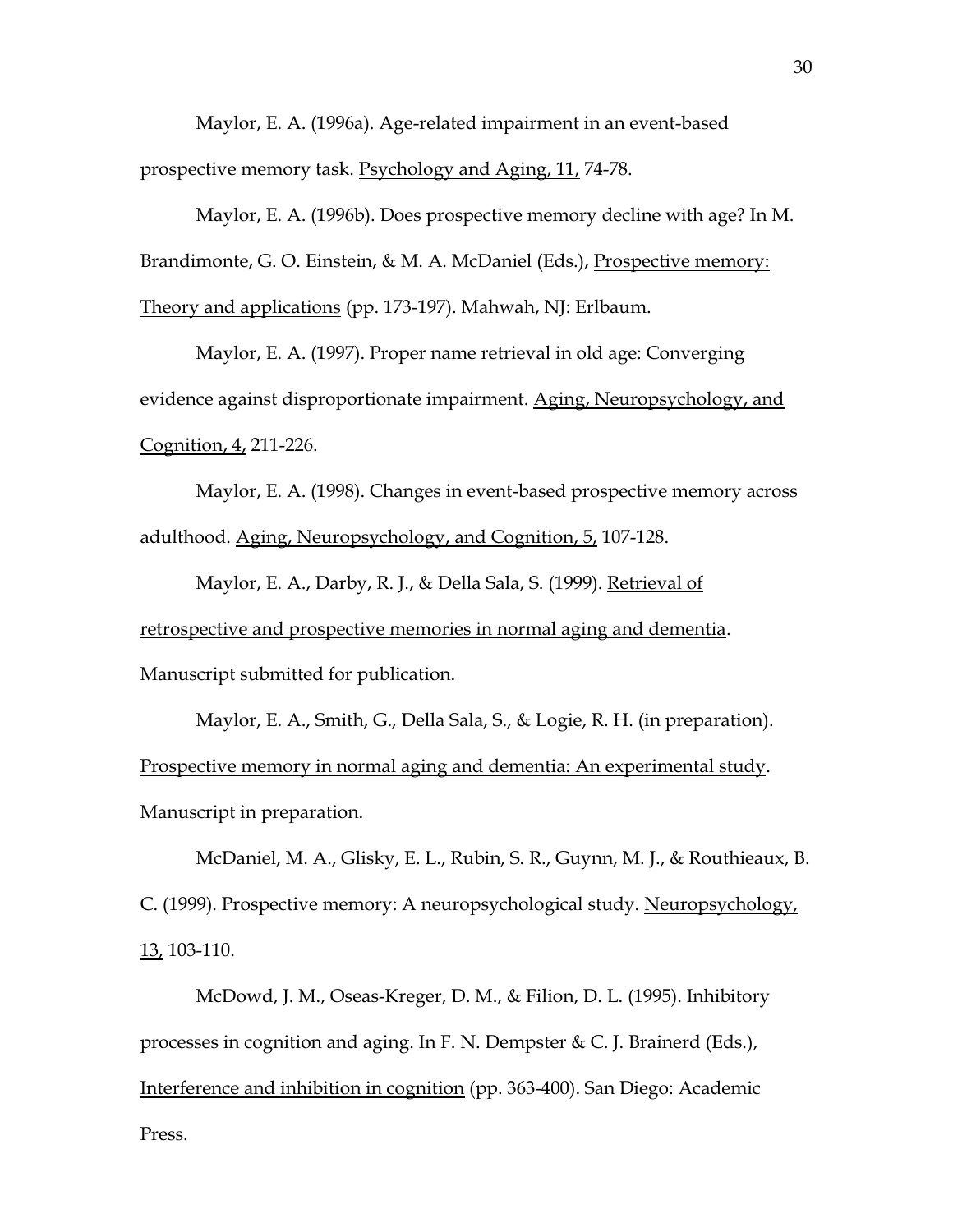Maylor, E. A. (1996a). Age-related impairment in an event-based prospective memory task. Psychology and Aging, 11, 74-78.

Maylor, E. A. (1996b). Does prospective memory decline with age? In M. Brandimonte, G. O. Einstein, & M. A. McDaniel (Eds.), Prospective memory: Theory and applications (pp. 173-197). Mahwah, NJ: Erlbaum.

Maylor, E. A. (1997). Proper name retrieval in old age: Converging evidence against disproportionate impairment. Aging, Neuropsychology, and Cognition, 4, 211-226.

Maylor, E. A. (1998). Changes in event-based prospective memory across adulthood. Aging, Neuropsychology, and Cognition, 5, 107-128.

Maylor, E. A., Darby, R. J., & Della Sala, S. (1999). Retrieval of retrospective and prospective memories in normal aging and dementia. Manuscript submitted for publication.

Maylor, E. A., Smith, G., Della Sala, S., & Logie, R. H. (in preparation). Prospective memory in normal aging and dementia: An experimental study. Manuscript in preparation.

McDaniel, M. A., Glisky, E. L., Rubin, S. R., Guynn, M. J., & Routhieaux, B. C. (1999). Prospective memory: A neuropsychological study. Neuropsychology, 13, 103-110.

McDowd, J. M., Oseas-Kreger, D. M., & Filion, D. L. (1995). Inhibitory processes in cognition and aging. In F. N. Dempster & C. J. Brainerd (Eds.), Interference and inhibition in cognition (pp. 363-400). San Diego: Academic Press.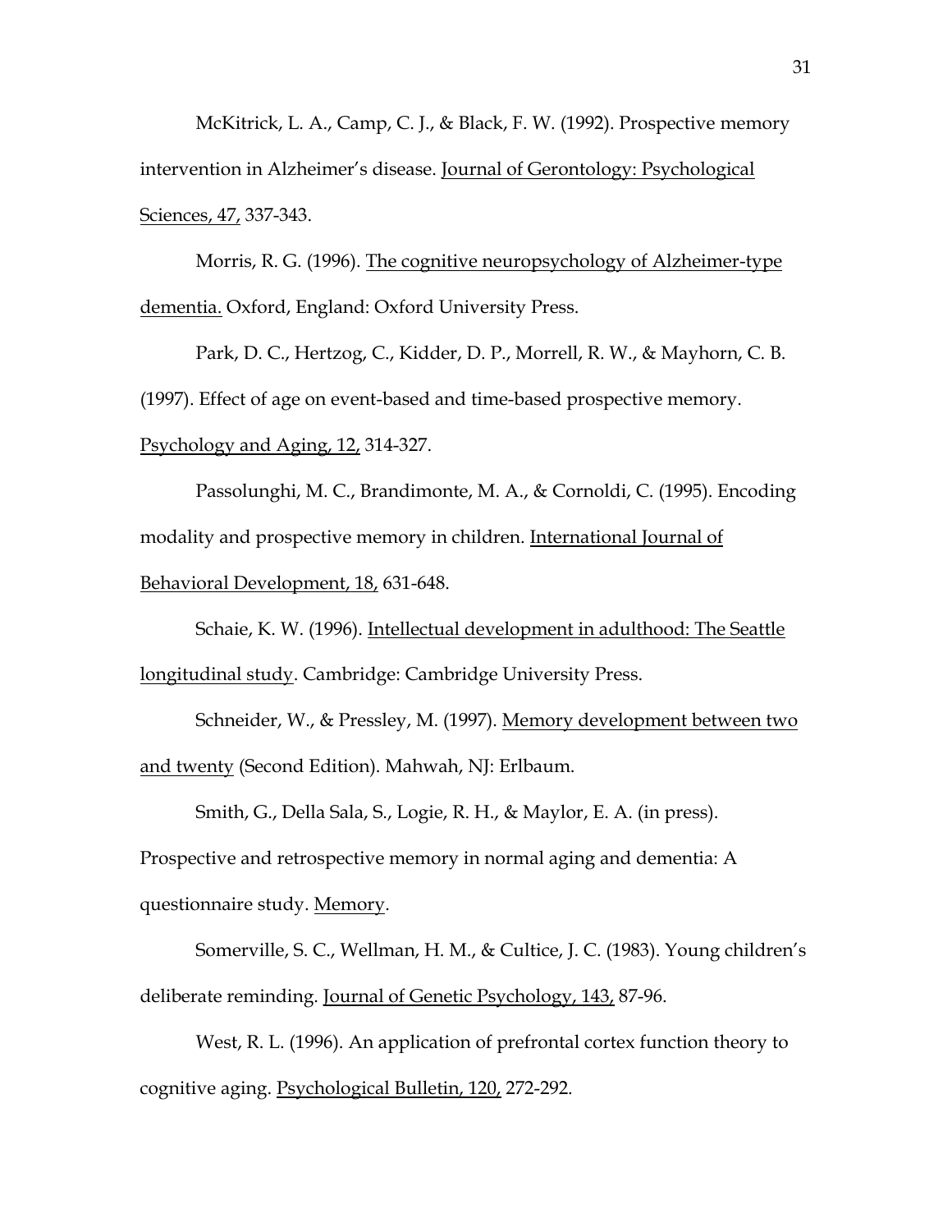McKitrick, L. A., Camp, C. J., & Black, F. W. (1992). Prospective memory intervention in Alzheimer's disease. Journal of Gerontology: Psychological Sciences, 47, 337-343.

Morris, R. G. (1996). The cognitive neuropsychology of Alzheimer-type dementia. Oxford, England: Oxford University Press.

Park, D. C., Hertzog, C., Kidder, D. P., Morrell, R. W., & Mayhorn, C. B. (1997). Effect of age on event-based and time-based prospective memory. Psychology and Aging, 12, 314-327.

Passolunghi, M. C., Brandimonte, M. A., & Cornoldi, C. (1995). Encoding modality and prospective memory in children. International Journal of Behavioral Development, 18, 631-648.

Schaie, K. W. (1996). Intellectual development in adulthood: The Seattle longitudinal study. Cambridge: Cambridge University Press.

Schneider, W., & Pressley, M. (1997). Memory development between two and twenty (Second Edition). Mahwah, NJ: Erlbaum.

Smith, G., Della Sala, S., Logie, R. H., & Maylor, E. A. (in press). Prospective and retrospective memory in normal aging and dementia: A questionnaire study. Memory.

Somerville, S. C., Wellman, H. M., & Cultice, J. C. (1983). Young children's deliberate reminding. Journal of Genetic Psychology, 143, 87-96.

West, R. L. (1996). An application of prefrontal cortex function theory to cognitive aging. Psychological Bulletin, 120, 272-292.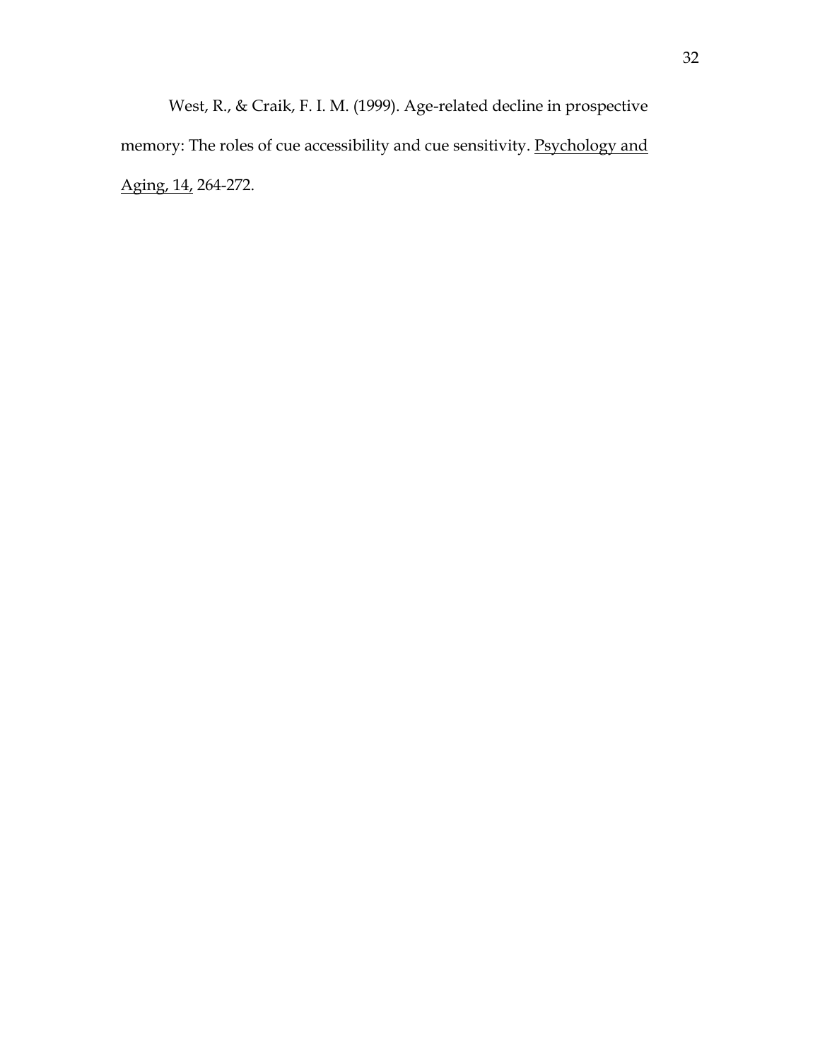West, R., & Craik, F. I. M. (1999). Age-related decline in prospective memory: The roles of cue accessibility and cue sensitivity. <u>Psychology and Aging, 14,</u> 264-272.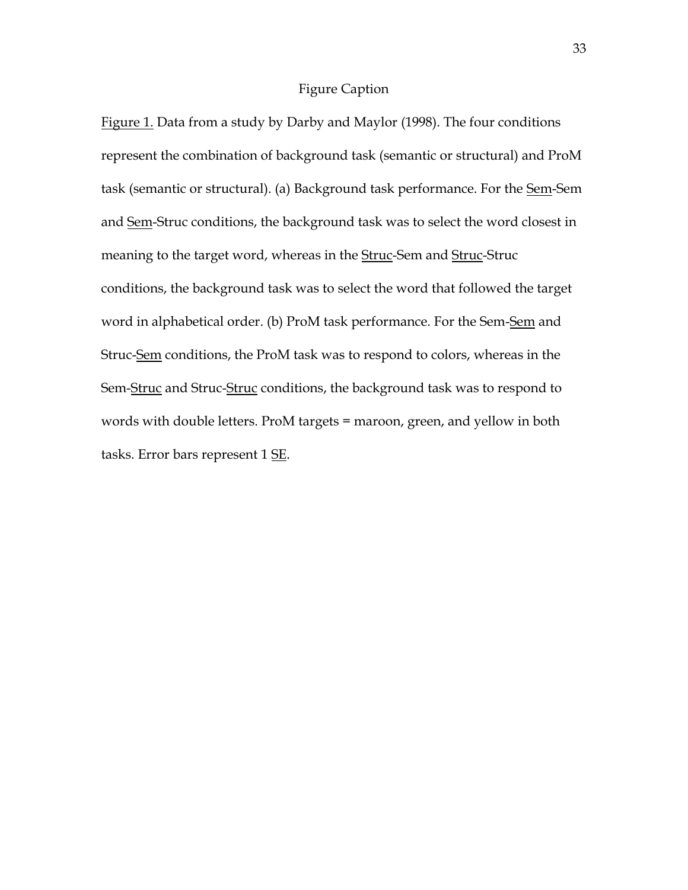# Figure Caption

Figure 1. Data from a study by Darby and Maylor (1998). The four conditions represent the combination of background task (semantic or structural) and ProM task (semantic or structural). (a) Background task performance. For the Sem-Sem and Sem-Struc conditions, the background task was to select the word closest in meaning to the target word, whereas in the Struc-Sem and Struc-Struc conditions, the background task was to select the word that followed the target word in alphabetical order. (b) ProM task performance. For the Sem-Sem and Struc-Sem conditions, the ProM task was to respond to colors, whereas in the Sem-Struc and Struc-Struc conditions, the background task was to respond to words with double letters. ProM targets = maroon, green, and yellow in both tasks. Error bars represent 1 SE.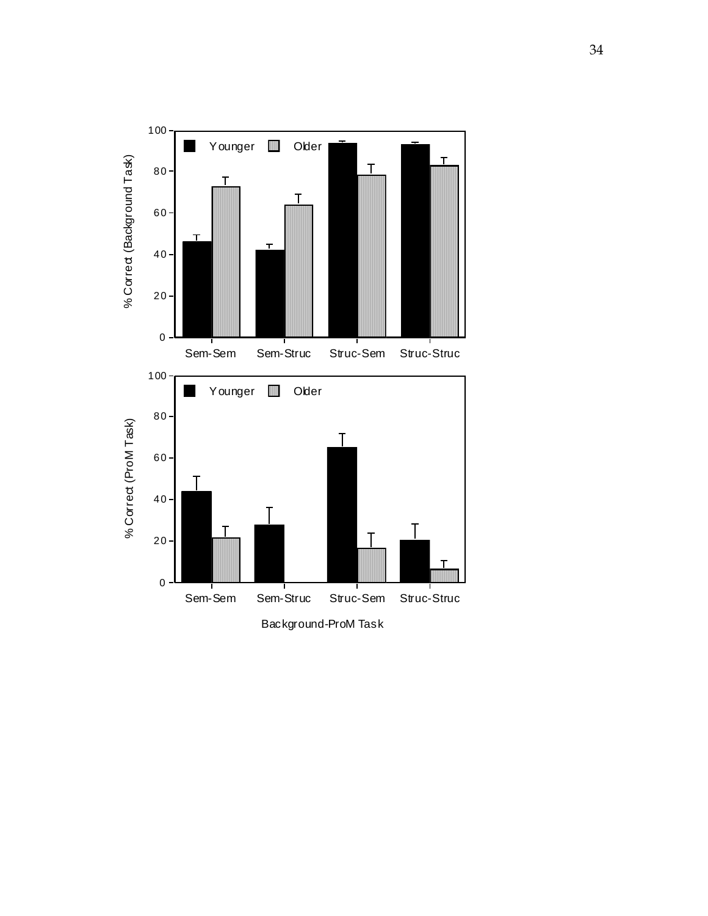100
80
60
40
20
0

% Correct (Background Task)

Younger Older

Sem-Sem Sem-Struc Struc-Sem Struc-Struc

100
80
60
40
20
0

% Correct (ProM Task)

Younger Older

Sem-Sem Sem-Struc Struc-Sem Struc-Struc

Background-ProM Task